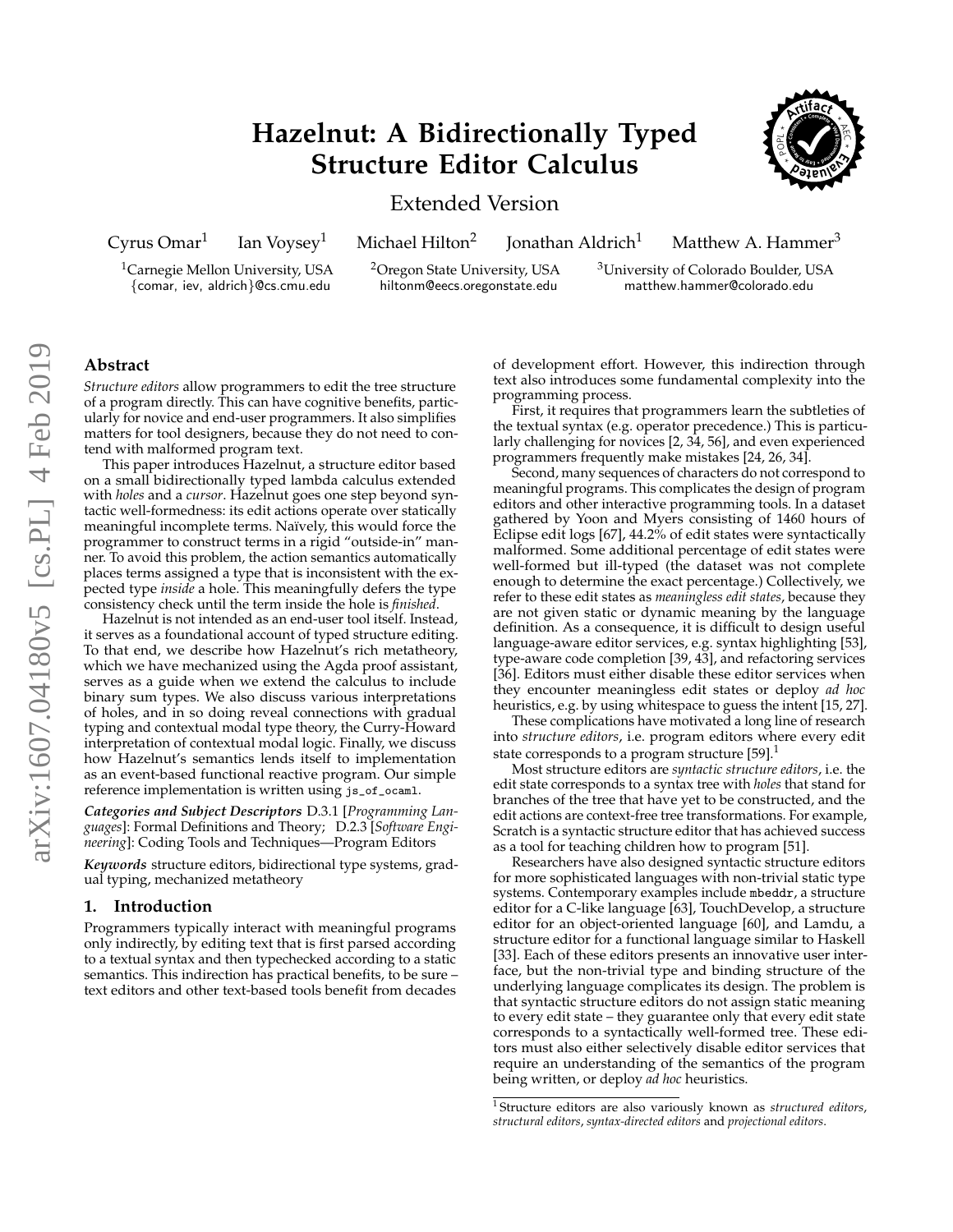# Hazelnut: A Bidirectionally Typed Structure Editor Calculus

Extended Version

Cyrus Omar[1] Ian Voysey[1] Michael Hilton[2] Jonathan Aldrich[1] Matthew A. Hammer[3]

[1]Carnegie Mellon University, USA {comar, iev, aldrich}@cs.cmu.edu
[2]Oregon State University, USA hiltonm@eecs.oregonstate.edu
[3]University of Colorado Boulder, USA matthew.hammer@colorado.edu

arXiv:1607.04180v5 [cs.PL] 4 Feb 2019

## Abstract

*Structure editors* allow programmers to edit the tree structure of a program directly. This can have cognitive benefits, particularly for novice and end-user programmers. It also simplifies matters for tool designers, because they do not need to contend with malformed program text.

This paper introduces Hazelnut, a structure editor based on a small bidirectionally typed lambda calculus extended with *holes* and a *cursor*. Hazelnut goes one step beyond syntactic well-formedness: its edit actions operate over statically meaningful incomplete terms. Naïvely, this would force the programmer to construct terms in a rigid "outside-in" manner. To avoid this problem, the action semantics automatically places terms assigned a type that is inconsistent with the expected type *inside* a hole. This meaningfully defers the type consistency check until the term inside the hole is *finished*.

Hazelnut is not intended as an end-user tool itself. Instead, it serves as a foundational account of typed structure editing. To that end, we describe how Hazelnut's rich metatheory, which we have mechanized using the Agda proof assistant, serves as a guide when we extend the calculus to include binary sum types. We also discuss various interpretations of holes, and in so doing reveal connections with gradual typing and contextual modal type theory, the Curry-Howard interpretation of contextual modal logic. Finally, we discuss how Hazelnut's semantics lends itself to implementation as an event-based functional reactive program. Our simple reference implementation is written using `js_of_ocaml`.

***Categories and Subject Descriptors*** D.3.1 [*Programming Languages*]: Formal Definitions and Theory; D.2.3 [*Software Engineering*]: Coding Tools and Techniques—Program Editors

***Keywords*** structure editors, bidirectional type systems, gradual typing, mechanized metatheory

## 1. Introduction

Programmers typically interact with meaningful programs only indirectly, by editing text that is first parsed according to a textual syntax and then typechecked according to a static semantics. This indirection has practical benefits, to be sure – text editors and other text-based tools benefit from decades of development effort. However, this indirection through text also introduces some fundamental complexity into the programming process.

First, it requires that programmers learn the subtleties of the textual syntax (e.g. operator precedence.) This is particularly challenging for novices [2, 34, 56], and even experienced programmers frequently make mistakes [24, 26, 34].

Second, many sequences of characters do not correspond to meaningful programs. This complicates the design of program editors and other interactive programming tools. In a dataset gathered by Yoon and Myers consisting of 1460 hours of Eclipse edit logs [67], 44.2% of edit states were syntactically malformed. Some additional percentage of edit states were well-formed but ill-typed (the dataset was not complete enough to determine the exact percentage.) Collectively, we refer to these edit states as *meaningless edit states*, because they are not given static or dynamic meaning by the language definition. As a consequence, it is difficult to design useful language-aware editor services, e.g. syntax highlighting [53], type-aware code completion [39, 43], and refactoring services [36]. Editors must either disable these editor services when they encounter meaningless edit states or deploy *ad hoc* heuristics, e.g. by using whitespace to guess the intent [15, 27].

These complications have motivated a long line of research into *structure editors*, i.e. program editors where every edit state corresponds to a program structure [59].[1]

Most structure editors are *syntactic structure editors*, i.e. the edit state corresponds to a syntax tree with *holes* that stand for branches of the tree that have yet to be constructed, and the edit actions are context-free tree transformations. For example, Scratch is a syntactic structure editor that has achieved success as a tool for teaching children how to program [51].

Researchers have also designed syntactic structure editors for more sophisticated languages with non-trivial static type systems. Contemporary examples include `mbeddr`, a structure editor for a C-like language [63], TouchDevelop, a structure editor for an object-oriented language [60], and Lamdu, a structure editor for a functional language similar to Haskell [33]. Each of these editors presents an innovative user interface, but the non-trivial type and binding structure of the underlying language complicates its design. The problem is that syntactic structure editors do not assign static meaning to every edit state – they guarantee only that every edit state corresponds to a syntactically well-formed tree. These editors must also either selectively disable editor services that require an understanding of the semantics of the program being written, or deploy *ad hoc* heuristics.

[1] Structure editors are also variously known as *structured editors*, *structural editors*, *syntax-directed editors* and *projectional editors*.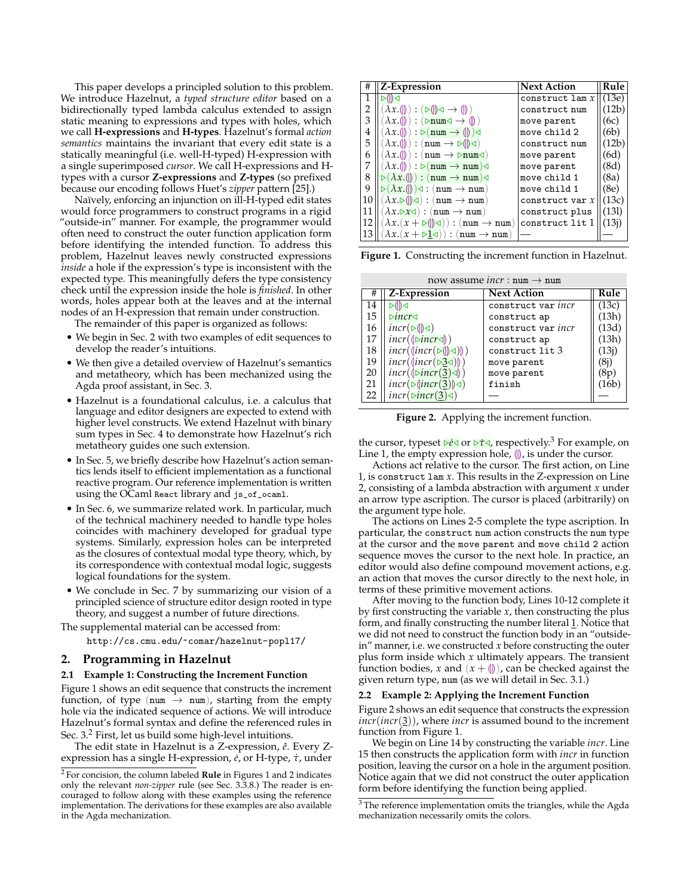This paper develops a principled solution to this problem. We introduce Hazelnut, a *typed structure editor* based on a bidirectionally typed lambda calculus extended to assign static meaning to expressions and types with holes, which we call **H-expressions** and **H-types**. Hazelnut's formal *action semantics* maintains the invariant that every edit state is a statically meaningful (i.e. well-H-typed) H-expression with a single superimposed *cursor*. We call H-expressions and H-types with a cursor **Z-expressions** and **Z-types** (so prefixed because our encoding follows Huet's *zipper* pattern [25].)

Naïvely, enforcing an injunction on ill-H-typed edit states would force programmers to construct programs in a rigid "outside-in" manner. For example, the programmer would often need to construct the outer function application form before identifying the intended function. To address this problem, Hazelnut leaves newly constructed expressions *inside* a hole if the expression's type is inconsistent with the expected type. This meaningfully defers the type consistency check until the expression inside the hole is *finished*. In other words, holes appear both at the leaves and at the internal nodes of an H-expression that remain under construction.

The remainder of this paper is organized as follows:

- We begin in Sec. 2 with two examples of edit sequences to develop the reader's intuitions.
- We then give a detailed overview of Hazelnut's semantics and metatheory, which has been mechanized using the Agda proof assistant, in Sec. 3.
- Hazelnut is a foundational calculus, i.e. a calculus that language and editor designers are expected to extend with higher level constructs. We extend Hazelnut with binary sum types in Sec. 4 to demonstrate how Hazelnut's rich metatheory guides one such extension.
- In Sec. 5, we briefly describe how Hazelnut's action semantics lends itself to efficient implementation as a functional reactive program. Our reference implementation is written using the OCaml `React` library and `js_of_ocaml`.
- In Sec. 6, we summarize related work. In particular, much of the technical machinery needed to handle type holes coincides with machinery developed for gradual type systems. Similarly, expression holes can be interpreted as the closures of contextual modal type theory, which, by its correspondence with contextual modal logic, suggests logical foundations for the system.
- We conclude in Sec. 7 by summarizing our vision of a principled science of structure editor design rooted in type theory, and suggest a number of future directions.

The supplemental material can be accessed from:

`http://cs.cmu.edu/~comar/hazelnut-popl17/`

## 2. Programming in Hazelnut

### 2.1 Example 1: Constructing the Increment Function

Figure 1 shows an edit sequence that constructs the increment function, of type $(\texttt{num} \to \texttt{num})$, starting from the empty hole via the indicated sequence of actions. We will introduce Hazelnut's formal syntax and define the referenced rules in Sec. 3.[2] First, let us build some high-level intuitions.

The edit state in Hazelnut is a Z-expression, $\hat{e}$. Every Z-expression has a single H-expression, $\dot{e}$, or H-type, $\dot{\tau}$, under the cursor, typeset $\triangleright\dot{e}\triangleleft$ or $\triangleright\dot{\tau}\triangleleft$, respectively.[3] For example, on Line 1, the empty expression hole, $(\!|\,|\!)$, is under the cursor.

| # | Z-Expression | Next Action | Rule |
|---|---|---|---|
| 1 | $\triangleright(\!\|\,\|\!)\triangleleft$ | `construct lam` $x$ | (13e) |
| 2 | $(\lambda x.(\!\|\,\|\!)) : (\triangleright(\!\|\,\|\!)\triangleleft \to (\!\|\,\|\!))$ | `construct num` | (12b) |
| 3 | $(\lambda x.(\!\|\,\|\!)) : (\triangleright\texttt{num}\triangleleft \to (\!\|\,\|\!))$ | `move parent` | (6c) |
| 4 | $(\lambda x.(\!\|\,\|\!)) : \triangleright(\texttt{num} \to (\!\|\,\|\!))\triangleleft$ | `move child 2` | (6b) |
| 5 | $(\lambda x.(\!\|\,\|\!)) : (\texttt{num} \to \triangleright(\!\|\,\|\!)\triangleleft)$ | `construct num` | (12b) |
| 6 | $(\lambda x.(\!\|\,\|\!)) : (\texttt{num} \to \triangleright\texttt{num}\triangleleft)$ | `move parent` | (6d) |
| 7 | $(\lambda x.(\!\|\,\|\!)) : \triangleright(\texttt{num} \to \texttt{num})\triangleleft$ | `move parent` | (8d) |
| 8 | $\triangleright(\lambda x.(\!\|\,\|\!)) : (\texttt{num} \to \texttt{num})\triangleleft$ | `move child 1` | (8a) |
| 9 | $\triangleright(\lambda x.(\!\|\,\|\!))\triangleleft : (\texttt{num} \to \texttt{num})$ | `move child 1` | (8e) |
| 10 | $(\lambda x.\triangleright(\!\|\,\|\!)\triangleleft) : (\texttt{num} \to \texttt{num})$ | `construct var` $x$ | (13c) |
| 11 | $(\lambda x.\triangleright x\triangleleft) : (\texttt{num} \to \texttt{num})$ | `construct plus` | (13l) |
| 12 | $(\lambda x.(x + \triangleright(\!\|\,\|\!)\triangleleft)) : (\texttt{num} \to \texttt{num})$ | `construct lit 1` | (13j) |
| 13 | $(\lambda x.(x + \triangleright\underline{1}\triangleleft)) : (\texttt{num} \to \texttt{num})$ | — | — |

**Figure 1.** Constructing the increment function in Hazelnut.

now assume $incr : \texttt{num} \to \texttt{num}$

| # | Z-Expression | Next Action | Rule |
|---|---|---|---|
| 14 | $\triangleright(\!\|\,\|\!)\triangleleft$ | `construct var` *incr* | (13c) |
| 15 | $\triangleright incr\triangleleft$ | `construct ap` | (13h) |
| 16 | $incr(\triangleright(\!\|\,\|\!)\triangleleft)$ | `construct var` *incr* | (13d) |
| 17 | $incr((\!\|\triangleright incr\triangleleft\|\!))$ | `construct ap` | (13h) |
| 18 | $incr((\!\|incr(\triangleright(\!\|\,\|\!)\triangleleft)\|\!))$ | `construct lit 3` | (13j) |
| 19 | $incr((\!\|incr(\triangleright\underline{3}\triangleleft)\|\!))$ | `move parent` | (8j) |
| 20 | $incr((\!\|\triangleright incr(\underline{3})\triangleleft\|\!))$ | `move parent` | (8p) |
| 21 | $incr(\triangleright(\!\|incr(\underline{3})\|\!)\triangleleft)$ | `finish` | (16b) |
| 22 | $incr(\triangleright incr(\underline{3})\triangleleft)$ | — | — |

**Figure 2.** Applying the increment function.

Actions act relative to the cursor. The first action, on Line 1, is `construct lam` $x$. This results in the Z-expression on Line 2, consisting of a lambda abstraction with argument $x$ under an arrow type ascription. The cursor is placed (arbitrarily) on the argument type hole.

The actions on Lines 2-5 complete the type ascription. In particular, the `construct num` action constructs the `num` type at the cursor and the `move parent` and `move child 2` action sequence moves the cursor to the next hole. In practice, an editor would also define compound movement actions, e.g. an action that moves the cursor directly to the next hole, in terms of these primitive movement actions.

After moving to the function body, Lines 10-12 complete it by first constructing the variable $x$, then constructing the plus form, and finally constructing the number literal $\underline{1}$. Notice that we did not need to construct the function body in an "outside-in" manner, i.e. we constructed $x$ before constructing the outer plus form inside which $x$ ultimately appears. The transient function bodies, $x$ and $(x + (\!|\,|\!))$, can be checked against the given return type, `num` (as we will detail in Sec. 3.1.)

### 2.2 Example 2: Applying the Increment Function

Figure 2 shows an edit sequence that constructs the expression $incr(incr(\underline{3}))$, where *incr* is assumed bound to the increment function from Figure 1.

We begin on Line 14 by constructing the variable *incr*. Line 15 then constructs the application form with *incr* in function position, leaving the cursor on a hole in the argument position. Notice again that we did not construct the outer application form before identifying the function being applied.

[2] For concision, the column labeled **Rule** in Figures 1 and 2 indicates only the relevant *non-zipper* rule (see Sec. 3.3.8.) The reader is encouraged to follow along with these examples using the reference implementation. The derivations for these examples are also available in the Agda mechanization.

[3] The reference implementation omits the triangles, while the Agda mechanization necessarily omits the colors.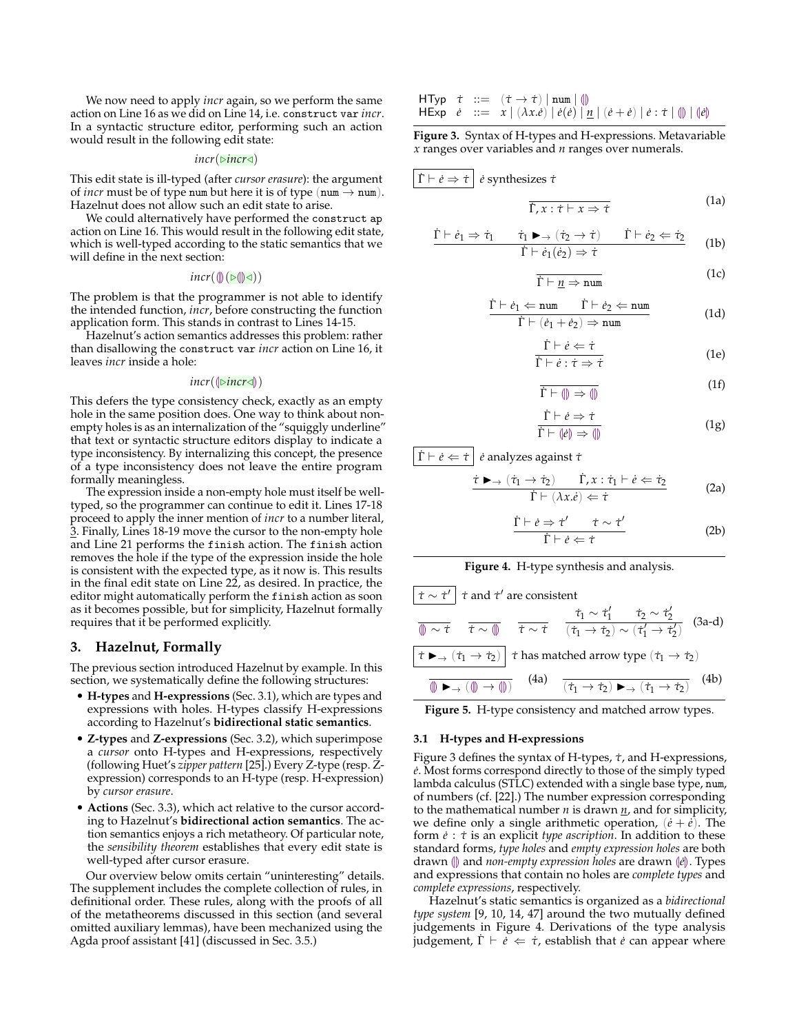We now need to apply *incr* again, so we perform the same action on Line 16 as we did on Line 14, i.e. `construct var` *incr*. In a syntactic structure editor, performing such an action would result in the following edit state:

$$incr(\triangleright incr \triangleleft)$$

This edit state is ill-typed (after *cursor erasure*): the argument of *incr* must be of type `num` but here it is of type $(\texttt{num} \to \texttt{num})$. Hazelnut does not allow such an edit state to arise.

We could alternatively have performed the `construct ap` action on Line 16. This would result in the following edit state, which is well-typed according to the static semantics that we will define in the next section:

$$incr(⦇⦈(\triangleright ⦇⦈ \triangleleft))$$

The problem is that the programmer is not able to identify the intended function, *incr*, before constructing the function application form. This stands in contrast to Lines 14-15.

Hazelnut's action semantics addresses this problem: rather than disallowing the `construct var` *incr* action on Line 16, it leaves *incr* inside a hole:

$$incr(⦇\triangleright incr \triangleleft⦈)$$

This defers the type consistency check, exactly as an empty hole in the same position does. One way to think about non-empty holes is as an internalization of the "squiggly underline" that text or syntactic structure editors display to indicate a type inconsistency. By internalizing this concept, the presence of a type inconsistency does not leave the entire program formally meaningless.

The expression inside a non-empty hole must itself be well-typed, so the programmer can continue to edit it. Lines 17-18 proceed to apply the inner mention of *incr* to a number literal, $\underline{3}$. Finally, Lines 18-19 move the cursor to the non-empty hole and Line 21 performs the `finish` action. The `finish` action removes the hole if the type of the expression inside the hole is consistent with the expected type, as it now is. This results in the final edit state on Line 22, as desired. In practice, the editor might automatically perform the `finish` action as soon as it becomes possible, but for simplicity, Hazelnut formally requires that it be performed explicitly.

## 3. Hazelnut, Formally

The previous section introduced Hazelnut by example. In this section, we systematically define the following structures:

- **H-types** and **H-expressions** (Sec. 3.1), which are types and expressions with holes. H-types classify H-expressions according to Hazelnut's **bidirectional static semantics**.
- **Z-types** and **Z-expressions** (Sec. 3.2), which superimpose a *cursor* onto H-types and H-expressions, respectively (following Huet's *zipper pattern* [25].) Every Z-type (resp. Z-expression) corresponds to an H-type (resp. H-expression) by *cursor erasure*.
- **Actions** (Sec. 3.3), which act relative to the cursor according to Hazelnut's **bidirectional action semantics**. The action semantics enjoys a rich metatheory. Of particular note, the *sensibility theorem* establishes that every edit state is well-typed after cursor erasure.

Our overview below omits certain "uninteresting" details. The supplement includes the complete collection of rules, in definitional order. These rules, along with the proofs of all of the metatheorems discussed in this section (and several omitted auxiliary lemmas), have been mechanized using the Agda proof assistant [41] (discussed in Sec. 3.5.)

$$\begin{array}{llcl}
\text{HTyp} & \dot\tau & ::= & (\dot\tau \to \dot\tau) \mid \texttt{num} \mid ⦇⦈ \\
\text{HExp} & \dot e & ::= & x \mid (\lambda x.\dot e) \mid \dot e(\dot e) \mid \underline{n} \mid (\dot e + \dot e) \mid \dot e : \dot\tau \mid ⦇⦈ \mid ⦇\dot e⦈
\end{array}$$

**Figure 3.** Syntax of H-types and H-expressions. Metavariable $x$ ranges over variables and $n$ ranges over numerals.

$\boxed{\dot\Gamma \vdash \dot e \Rightarrow \dot\tau}$ $\dot e$ synthesizes $\dot\tau$

$$\frac{}{\dot\Gamma, x : \dot\tau \vdash x \Rightarrow \dot\tau} \quad (1a)$$

$$\frac{\dot\Gamma \vdash \dot e_1 \Rightarrow \dot\tau_1 \qquad \dot\tau_1 \blacktriangleright_{\to} (\dot\tau_2 \to \dot\tau) \qquad \dot\Gamma \vdash \dot e_2 \Leftarrow \dot\tau_2}{\dot\Gamma \vdash \dot e_1(\dot e_2) \Rightarrow \dot\tau} \quad (1b)$$

$$\frac{}{\dot\Gamma \vdash \underline{n} \Rightarrow \texttt{num}} \quad (1c)$$

$$\frac{\dot\Gamma \vdash \dot e_1 \Leftarrow \texttt{num} \qquad \dot\Gamma \vdash \dot e_2 \Leftarrow \texttt{num}}{\dot\Gamma \vdash (\dot e_1 + \dot e_2) \Rightarrow \texttt{num}} \quad (1d)$$

$$\frac{\dot\Gamma \vdash \dot e \Leftarrow \dot\tau}{\dot\Gamma \vdash \dot e : \dot\tau \Rightarrow \dot\tau} \quad (1e)$$

$$\frac{}{\dot\Gamma \vdash ⦇⦈ \Rightarrow ⦇⦈} \quad (1f)$$

$$\frac{\dot\Gamma \vdash \dot e \Rightarrow \dot\tau}{\dot\Gamma \vdash ⦇\dot e⦈ \Rightarrow ⦇⦈} \quad (1g)$$

$\boxed{\dot\Gamma \vdash \dot e \Leftarrow \dot\tau}$ $\dot e$ analyzes against $\dot\tau$

$$\frac{\dot\tau \blacktriangleright_{\to} (\dot\tau_1 \to \dot\tau_2) \qquad \dot\Gamma, x : \dot\tau_1 \vdash \dot e \Leftarrow \dot\tau_2}{\dot\Gamma \vdash (\lambda x.\dot e) \Leftarrow \dot\tau} \quad (2a)$$

$$\frac{\dot\Gamma \vdash \dot e \Rightarrow \dot\tau' \qquad \dot\tau \sim \dot\tau'}{\dot\Gamma \vdash \dot e \Leftarrow \dot\tau} \quad (2b)$$

**Figure 4.** H-type synthesis and analysis.

$\boxed{\dot\tau \sim \dot\tau'}$ $\dot\tau$ and $\dot\tau'$ are consistent

$$\frac{}{⦇⦈ \sim \dot\tau} \qquad \frac{}{\dot\tau \sim ⦇⦈} \qquad \frac{}{\dot\tau \sim \dot\tau} \qquad \frac{\dot\tau_1 \sim \dot\tau_1' \qquad \dot\tau_2 \sim \dot\tau_2'}{(\dot\tau_1 \to \dot\tau_2) \sim (\dot\tau_1' \to \dot\tau_2')} \quad (3a\text{-}d)$$

$\boxed{\dot\tau \blacktriangleright_{\to} (\dot\tau_1 \to \dot\tau_2)}$ $\dot\tau$ has matched arrow type $(\dot\tau_1 \to \dot\tau_2)$

$$\frac{}{⦇⦈ \blacktriangleright_{\to} (⦇⦈ \to ⦇⦈)} \quad (4a) \qquad \frac{}{(\dot\tau_1 \to \dot\tau_2) \blacktriangleright_{\to} (\dot\tau_1 \to \dot\tau_2)} \quad (4b)$$

**Figure 5.** H-type consistency and matched arrow types.

### 3.1 H-types and H-expressions

Figure 3 defines the syntax of H-types, $\dot\tau$, and H-expressions, $\dot e$. Most forms correspond directly to those of the simply typed lambda calculus (STLC) extended with a single base type, `num`, of numbers (cf. [22].) The number expression corresponding to the mathematical number $n$ is drawn $\underline{n}$, and for simplicity, we define only a single arithmetic operation, $(\dot e + \dot e)$. The form $\dot e : \dot\tau$ is an explicit *type ascription*. In addition to these standard forms, *type holes* and *empty expression holes* are both drawn $⦇⦈$ and *non-empty expression holes* are drawn $⦇\dot e⦈$. Types and expressions that contain no holes are *complete types* and *complete expressions*, respectively.

Hazelnut's static semantics is organized as a *bidirectional type system* [9, 10, 14, 47] around the two mutually defined judgements in Figure 4. Derivations of the type analysis judgement, $\dot\Gamma \vdash \dot e \Leftarrow \dot\tau$, establish that $\dot e$ can appear where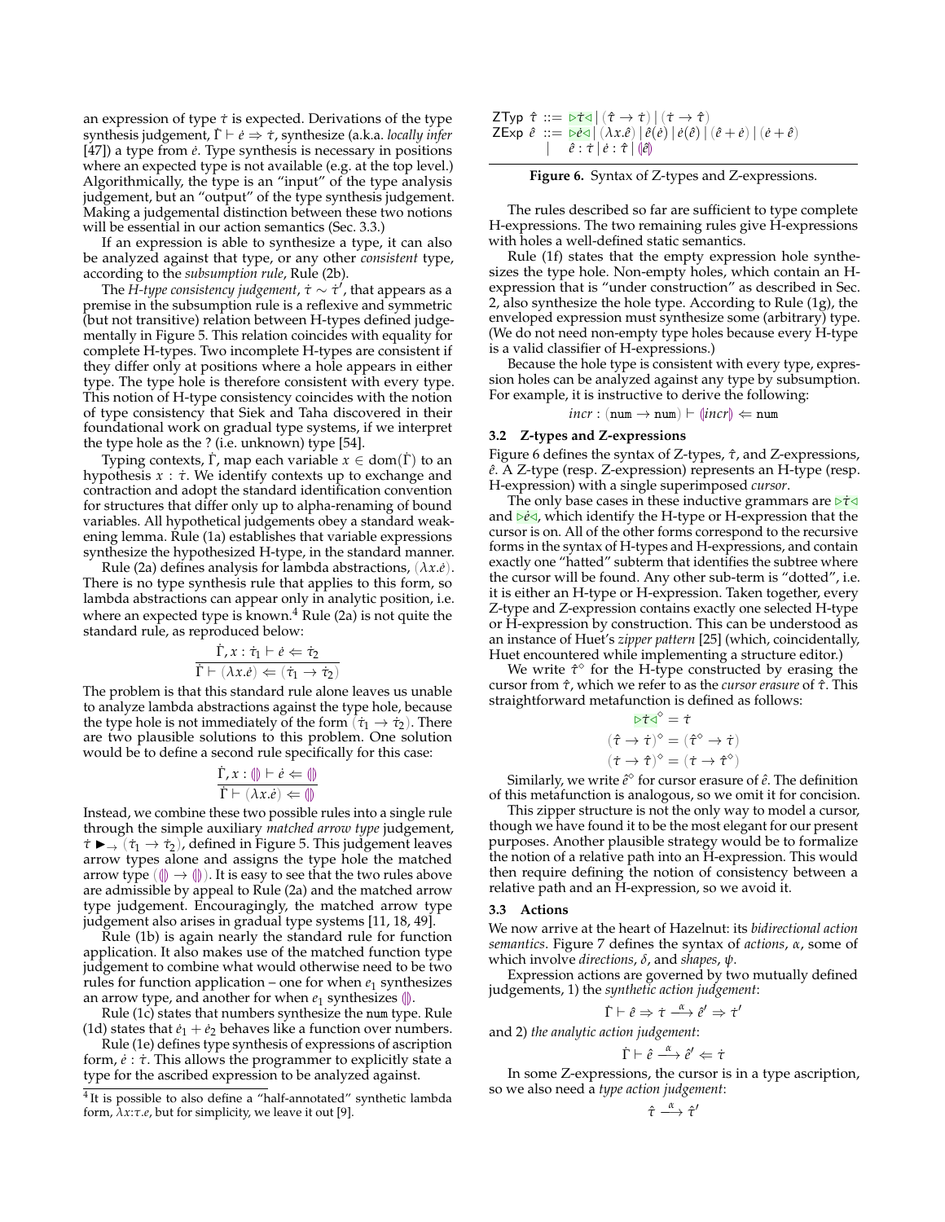an expression of type $\dot{\tau}$ is expected. Derivations of the type synthesis judgement, $\dot{\Gamma} \vdash \dot{e} \Rightarrow \dot{\tau}$, synthesize (a.k.a. *locally infer* [47]) a type from $\dot{e}$. Type synthesis is necessary in positions where an expected type is not available (e.g. at the top level.) Algorithmically, the type is an "input" of the type analysis judgement, but an "output" of the type synthesis judgement. Making a judgemental distinction between these two notions will be essential in our action semantics (Sec. 3.3.)

If an expression is able to synthesize a type, it can also be analyzed against that type, or any other *consistent* type, according to the *subsumption rule*, Rule (2b).

The *H-type consistency judgement*, $\dot{\tau} \sim \dot{\tau}'$, that appears as a premise in the subsumption rule is a reflexive and symmetric (but not transitive) relation between H-types defined judgementally in Figure 5. This relation coincides with equality for complete H-types. Two incomplete H-types are consistent if they differ only at positions where a hole appears in either type. The type hole is therefore consistent with every type. This notion of H-type consistency coincides with the notion of type consistency that Siek and Taha discovered in their foundational work on gradual type systems, if we interpret the type hole as the ? (i.e. unknown) type [54].

Typing contexts, $\dot{\Gamma}$, map each variable $x \in \text{dom}(\dot{\Gamma})$ to an hypothesis $x : \dot{\tau}$. We identify contexts up to exchange and contraction and adopt the standard identification convention for structures that differ only up to alpha-renaming of bound variables. All hypothetical judgements obey a standard weakening lemma. Rule (1a) establishes that variable expressions synthesize the hypothesized H-type, in the standard manner.

Rule (2a) defines analysis for lambda abstractions, $(\lambda x.\dot{e})$. There is no type synthesis rule that applies to this form, so lambda abstractions can appear only in analytic position, i.e. where an expected type is known.[4] Rule (2a) is not quite the standard rule, as reproduced below:

$$\frac{\dot{\Gamma}, x : \dot{\tau}_1 \vdash \dot{e} \Leftarrow \dot{\tau}_2}{\dot{\Gamma} \vdash (\lambda x.\dot{e}) \Leftarrow (\dot{\tau}_1 \rightarrow \dot{\tau}_2)}$$

The problem is that this standard rule alone leaves us unable to analyze lambda abstractions against the type hole, because the type hole is not immediately of the form $(\dot{\tau}_1 \rightarrow \dot{\tau}_2)$. There are two plausible solutions to this problem. One solution would be to define a second rule specifically for this case:

$$\frac{\dot{\Gamma}, x : (\!|\,|\!) \vdash \dot{e} \Leftarrow (\!|\,|\!)}{\dot{\Gamma} \vdash (\lambda x.\dot{e}) \Leftarrow (\!|\,|\!)}$$

Instead, we combine these two possible rules into a single rule through the simple auxiliary *matched arrow type* judgement, $\dot{\tau} \blacktriangleright_{\rightarrow} (\dot{\tau}_1 \rightarrow \dot{\tau}_2)$, defined in Figure 5. This judgement leaves arrow types alone and assigns the type hole the matched arrow type $((\!|\,|\!) \rightarrow (\!|\,|\!))$. It is easy to see that the two rules above are admissible by appeal to Rule (2a) and the matched arrow type judgement. Encouragingly, the matched arrow type judgement also arises in gradual type systems [11, 18, 49].

Rule (1b) is again nearly the standard rule for function application. It also makes use of the matched function type judgement to combine what would otherwise need to be two rules for function application – one for when $e_1$ synthesizes an arrow type, and another for when $e_1$ synthesizes $(\!|\,|\!)$.

Rule (1c) states that numbers synthesize the `num` type. Rule (1d) states that $\dot{e}_1 + \dot{e}_2$ behaves like a function over numbers.

Rule (1e) defines type synthesis of expressions of ascription form, $\dot{e} : \dot{\tau}$. This allows the programmer to explicitly state a type for the ascribed expression to be analyzed against.

[4] It is possible to also define a "half-annotated" synthetic lambda form, $\lambda x{:}\tau.e$, but for simplicity, we leave it out [9].

$$
\begin{array}{lrcl}
\textsf{ZTyp} & \hat{\tau} & ::= & \triangleright\dot{\tau}\triangleleft \mid (\hat{\tau} \rightarrow \dot{\tau}) \mid (\dot{\tau} \rightarrow \hat{\tau}) \\
\textsf{ZExp} & \hat{e} & ::= & \triangleright\dot{e}\triangleleft \mid (\lambda x.\hat{e}) \mid \hat{e}(\dot{e}) \mid \dot{e}(\hat{e}) \mid (\hat{e} + \dot{e}) \mid (\dot{e} + \hat{e}) \\
& & \mid & \hat{e} : \dot{\tau} \mid \dot{e} : \hat{\tau} \mid (\!|\hat{e}|\!)
\end{array}
$$

**Figure 6.** Syntax of Z-types and Z-expressions.

The rules described so far are sufficient to type complete H-expressions. The two remaining rules give H-expressions with holes a well-defined static semantics.

Rule (1f) states that the empty expression hole synthesizes the type hole. Non-empty holes, which contain an H-expression that is "under construction" as described in Sec. 2, also synthesize the hole type. According to Rule (1g), the enveloped expression must synthesize some (arbitrary) type. (We do not need non-empty type holes because every H-type is a valid classifier of H-expressions.)

Because the hole type is consistent with every type, expression holes can be analyzed against any type by subsumption. For example, it is instructive to derive the following:

$$\textit{incr} : (\texttt{num} \rightarrow \texttt{num}) \vdash (\!|\textit{incr}|\!) \Leftarrow \texttt{num}$$

### 3.2 Z-types and Z-expressions

Figure 6 defines the syntax of Z-types, $\hat{\tau}$, and Z-expressions, $\hat{e}$. A Z-type (resp. Z-expression) represents an H-type (resp. H-expression) with a single superimposed *cursor*.

The only base cases in these inductive grammars are $\triangleright\dot{\tau}\triangleleft$ and $\triangleright\dot{e}\triangleleft$, which identify the H-type or H-expression that the cursor is on. All of the other forms correspond to the recursive forms in the syntax of H-types and H-expressions, and contain exactly one "hatted" subterm that identifies the subtree where the cursor will be found. Any other sub-term is "dotted", i.e. it is either an H-type or H-expression. Taken together, every Z-type and Z-expression contains exactly one selected H-type or H-expression by construction. This can be understood as an instance of Huet's *zipper pattern* [25] (which, coincidentally, Huet encountered while implementing a structure editor.)

We write $\hat{\tau}^{\diamond}$ for the H-type constructed by erasing the cursor from $\hat{\tau}$, which we refer to as the *cursor erasure* of $\hat{\tau}$. This straightforward metafunction is defined as follows:

$$
\begin{aligned}
\triangleright\dot{\tau}\triangleleft^{\diamond} &= \dot{\tau} \\
(\hat{\tau} \rightarrow \dot{\tau})^{\diamond} &= (\hat{\tau}^{\diamond} \rightarrow \dot{\tau}) \\
(\dot{\tau} \rightarrow \hat{\tau})^{\diamond} &= (\dot{\tau} \rightarrow \hat{\tau}^{\diamond})
\end{aligned}
$$

Similarly, we write $\hat{e}^{\diamond}$ for cursor erasure of $\hat{e}$. The definition of this metafunction is analogous, so we omit it for concision.

This zipper structure is not the only way to model a cursor, though we have found it to be the most elegant for our present purposes. Another plausible strategy would be to formalize the notion of a relative path into an H-expression. This would then require defining the notion of consistency between a relative path and an H-expression, so we avoid it.

### 3.3 Actions

We now arrive at the heart of Hazelnut: its *bidirectional action semantics*. Figure 7 defines the syntax of *actions*, $\alpha$, some of which involve *directions*, $\delta$, and *shapes*, $\psi$.

Expression actions are governed by two mutually defined judgements, 1) the *synthetic action judgement*:

$$\dot{\Gamma} \vdash \hat{e} \Rightarrow \dot{\tau} \xrightarrow{\alpha} \hat{e}' \Rightarrow \dot{\tau}'$$

and 2) *the analytic action judgement*:

$$\dot{\Gamma} \vdash \hat{e} \xrightarrow{\alpha} \hat{e}' \Leftarrow \dot{\tau}$$

In some Z-expressions, the cursor is in a type ascription, so we also need a *type action judgement*:

$$\hat{\tau} \xrightarrow{\alpha} \hat{\tau}'$$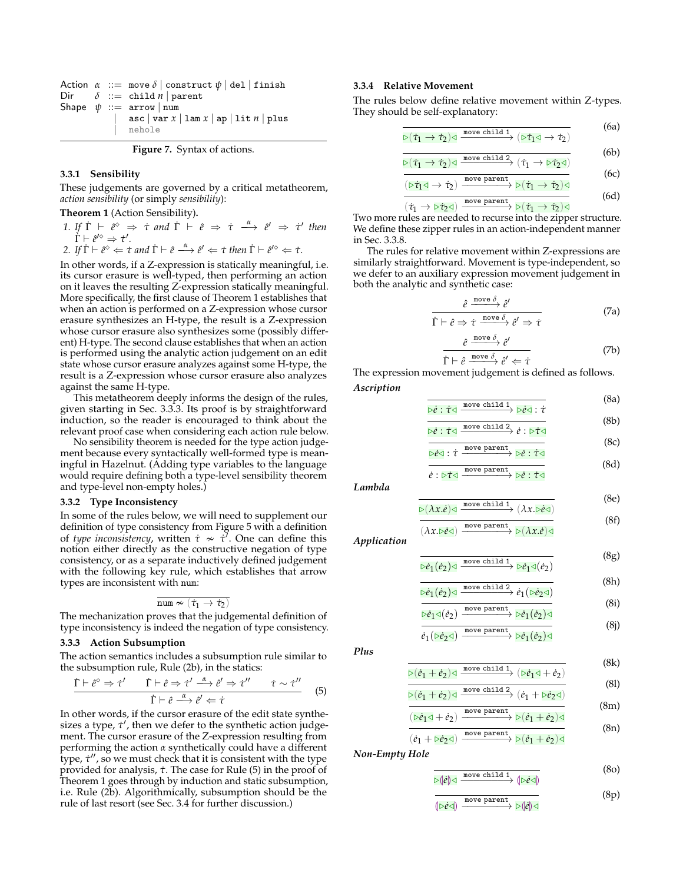$$
\begin{array}{llcl}
\text{Action} & \alpha & ::= & \texttt{move}\ \delta \mid \texttt{construct}\ \psi \mid \texttt{del} \mid \texttt{finish} \\
\text{Dir} & \delta & ::= & \texttt{child}\ n \mid \texttt{parent} \\
\text{Shape} & \psi & ::= & \texttt{arrow} \mid \texttt{num} \\
 & & \mid & \texttt{asc} \mid \texttt{var}\ x \mid \texttt{lam}\ x \mid \texttt{ap} \mid \texttt{lit}\ n \mid \texttt{plus} \\
 & & \mid & \texttt{nehole}
\end{array}
$$

**Figure 7.** Syntax of actions.

### 3.3.1 Sensibility

These judgements are governed by a critical metatheorem, *action sensibility* (or simply *sensibility*):

**Theorem 1** (Action Sensibility)**.**

1. *If* $\dot\Gamma \vdash \hat{e}^\diamond \Rightarrow \dot\tau$ *and* $\dot\Gamma \vdash \hat{e} \Rightarrow \dot\tau \xrightarrow{\alpha} \hat{e}' \Rightarrow \dot\tau'$ *then* $\dot\Gamma \vdash \hat{e}'^\diamond \Rightarrow \dot\tau'$.
2. *If* $\dot\Gamma \vdash \hat{e}^\diamond \Leftarrow \dot\tau$ *and* $\dot\Gamma \vdash \hat{e} \xrightarrow{\alpha} \hat{e}' \Leftarrow \dot\tau$ *then* $\dot\Gamma \vdash \hat{e}'^\diamond \Leftarrow \dot\tau$.

In other words, if a Z-expression is statically meaningful, i.e. its cursor erasure is well-typed, then performing an action on it leaves the resulting Z-expression statically meaningful. More specifically, the first clause of Theorem 1 establishes that when an action is performed on a Z-expression whose cursor erasure synthesizes an H-type, the result is a Z-expression whose cursor erasure also synthesizes some (possibly different) H-type. The second clause establishes that when an action is performed using the analytic action judgement on an edit state whose cursor erasure analyzes against some H-type, the result is a Z-expression whose cursor erasure also analyzes against the same H-type.

This metatheorem deeply informs the design of the rules, given starting in Sec. 3.3.3. Its proof is by straightforward induction, so the reader is encouraged to think about the relevant proof case when considering each action rule below.

No sensibility theorem is needed for the type action judgement because every syntactically well-formed type is meaningful in Hazelnut. (Adding type variables to the language would require defining both a type-level sensibility theorem and type-level non-empty holes.)

### 3.3.2 Type Inconsistency

In some of the rules below, we will need to supplement our definition of type consistency from Figure 5 with a definition of *type inconsistency*, written $\dot\tau \nsim \dot\tau'$. One can define this notion either directly as the constructive negation of type consistency, or as a separate inductively defined judgement with the following key rule, which establishes that arrow types are inconsistent with num:

$$\frac{}{\texttt{num} \nsim (\dot\tau_1 \to \dot\tau_2)}$$

The mechanization proves that the judgemental definition of type inconsistency is indeed the negation of type consistency.

### 3.3.3 Action Subsumption

The action semantics includes a subsumption rule similar to the subsumption rule, Rule (2b), in the statics:

$$\frac{\dot\Gamma \vdash \hat{e}^\diamond \Rightarrow \dot\tau' \qquad \dot\Gamma \vdash \hat{e} \Rightarrow \dot\tau' \xrightarrow{\alpha} \hat{e}' \Rightarrow \dot\tau'' \qquad \dot\tau \sim \dot\tau''}{\dot\Gamma \vdash \hat{e} \xrightarrow{\alpha} \hat{e}' \Leftarrow \dot\tau} \quad (5)$$

In other words, if the cursor erasure of the edit state synthesizes a type, $\dot\tau'$, then we defer to the synthetic action judgement. The cursor erasure of the Z-expression resulting from performing the action $\alpha$ synthetically could have a different type, $\dot\tau''$, so we must check that it is consistent with the type provided for analysis, $\dot\tau$. The case for Rule (5) in the proof of Theorem 1 goes through by induction and static subsumption, i.e. Rule (2b). Algorithmically, subsumption should be the rule of last resort (see Sec. 3.4 for further discussion.)

### 3.3.4 Relative Movement

The rules below define relative movement within Z-types. They should be self-explanatory:

$$\frac{}{\triangleright(\dot\tau_1 \to \dot\tau_2)\triangleleft \xrightarrow{\texttt{move child 1}} (\triangleright\dot\tau_1\triangleleft \to \dot\tau_2)} \quad (6a)$$

$$\frac{}{\triangleright(\dot\tau_1 \to \dot\tau_2)\triangleleft \xrightarrow{\texttt{move child 2}} (\dot\tau_1 \to \triangleright\dot\tau_2\triangleleft)} \quad (6b)$$

$$\frac{}{(\triangleright\dot\tau_1\triangleleft \to \dot\tau_2) \xrightarrow{\texttt{move parent}} \triangleright(\dot\tau_1 \to \dot\tau_2)\triangleleft} \quad (6c)$$

$$\frac{}{(\dot\tau_1 \to \triangleright\dot\tau_2\triangleleft) \xrightarrow{\texttt{move parent}} \triangleright(\dot\tau_1 \to \dot\tau_2)\triangleleft} \quad (6d)$$

Two more rules are needed to recurse into the zipper structure. We define these zipper rules in an action-independent manner in Sec. 3.3.8.

The rules for relative movement within Z-expressions are similarly straightforward. Movement is type-independent, so we defer to an auxiliary expression movement judgement in both the analytic and synthetic case:

$$\frac{\hat{e} \xrightarrow{\texttt{move}\ \delta} \hat{e}'}{\dot\Gamma \vdash \hat{e} \Rightarrow \dot\tau \xrightarrow{\texttt{move}\ \delta} \hat{e}' \Rightarrow \dot\tau} \quad (7a)$$

$$\frac{\hat{e} \xrightarrow{\texttt{move}\ \delta} \hat{e}'}{\dot\Gamma \vdash \hat{e} \xrightarrow{\texttt{move}\ \delta} \hat{e}' \Leftarrow \dot\tau} \quad (7b)$$

The expression movement judgement is defined as follows.

***Ascription***

$$\frac{}{\triangleright\dot{e} : \dot\tau\triangleleft \xrightarrow{\texttt{move child 1}} \triangleright\dot{e}\triangleleft : \dot\tau} \quad (8a)$$

$$\frac{}{\triangleright\dot{e} : \dot\tau\triangleleft \xrightarrow{\texttt{move child 2}} \dot{e} : \triangleright\dot\tau\triangleleft} \quad (8b)$$

$$\frac{}{\triangleright\dot{e}\triangleleft : \dot\tau \xrightarrow{\texttt{move parent}} \triangleright\dot{e} : \dot\tau\triangleleft} \quad (8c)$$

$$\frac{}{\dot{e} : \triangleright\dot\tau\triangleleft \xrightarrow{\texttt{move parent}} \triangleright\dot{e} : \dot\tau\triangleleft} \quad (8d)$$

***Lambda***

$$\frac{}{\triangleright(\lambda x.\dot{e})\triangleleft \xrightarrow{\texttt{move child 1}} (\lambda x.\triangleright\dot{e}\triangleleft)} \quad (8e)$$

$$\frac{}{(\lambda x.\triangleright\dot{e}\triangleleft) \xrightarrow{\texttt{move parent}} \triangleright(\lambda x.\dot{e})\triangleleft} \quad (8f)$$

***Application***

$$\frac{}{\triangleright\dot{e}_1(\dot{e}_2)\triangleleft \xrightarrow{\texttt{move child 1}} \triangleright\dot{e}_1\triangleleft(\dot{e}_2)} \quad (8g)$$

$$\frac{}{\triangleright\dot{e}_1(\dot{e}_2)\triangleleft \xrightarrow{\texttt{move child 2}} \dot{e}_1(\triangleright\dot{e}_2\triangleleft)} \quad (8h)$$

$$\frac{}{\triangleright\dot{e}_1\triangleleft(\dot{e}_2) \xrightarrow{\texttt{move parent}} \triangleright\dot{e}_1(\dot{e}_2)\triangleleft} \quad (8i)$$

$$\frac{}{\dot{e}_1(\triangleright\dot{e}_2\triangleleft) \xrightarrow{\texttt{move parent}} \triangleright\dot{e}_1(\dot{e}_2)\triangleleft} \quad (8j)$$

***Plus***

$$\frac{}{\triangleright(\dot{e}_1 + \dot{e}_2)\triangleleft \xrightarrow{\texttt{move child 1}} (\triangleright\dot{e}_1\triangleleft + \dot{e}_2)} \quad (8k)$$

$$\frac{}{\triangleright(\dot{e}_1 + \dot{e}_2)\triangleleft \xrightarrow{\texttt{move child 2}} (\dot{e}_1 + \triangleright\dot{e}_2\triangleleft)} \quad (8l)$$

$$\frac{}{(\triangleright\dot{e}_1\triangleleft + \dot{e}_2) \xrightarrow{\texttt{move parent}} \triangleright(\dot{e}_1 + \dot{e}_2)\triangleleft} \quad (8m)$$

$$\frac{}{(\dot{e}_1 + \triangleright\dot{e}_2\triangleleft) \xrightarrow{\texttt{move parent}} \triangleright(\dot{e}_1 + \dot{e}_2)\triangleleft} \quad (8n)$$

***Non-Empty Hole***

$$\frac{}{\triangleright(\!|\dot{e}|\!)\triangleleft \xrightarrow{\texttt{move child 1}} (\!|\triangleright\dot{e}\triangleleft|\!)} \quad (8o)$$

$$\frac{}{(\!|\triangleright\dot{e}\triangleleft|\!) \xrightarrow{\texttt{move parent}} \triangleright(\!|\dot{e}|\!)\triangleleft} \quad (8p)$$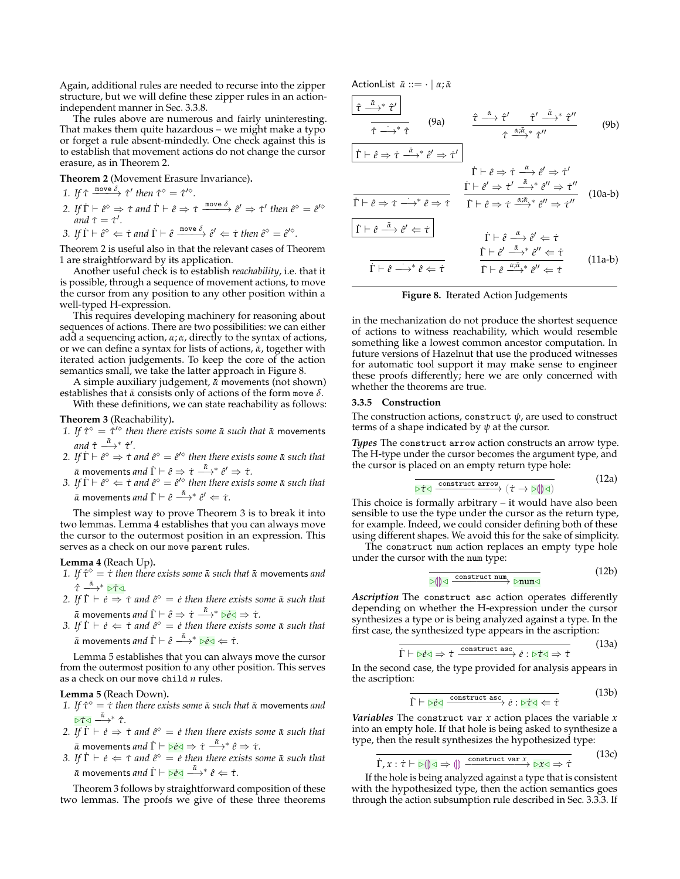Again, additional rules are needed to recurse into the zipper structure, but we will define these zipper rules in an action-independent manner in Sec. 3.3.8.

The rules above are numerous and fairly uninteresting. That makes them quite hazardous – we might make a typo or forget a rule absent-mindedly. One check against this is to establish that movement actions do not change the cursor erasure, as in Theorem 2.

**Theorem 2** (Movement Erasure Invariance)**.**

1. *If* $\hat{\tau} \xrightarrow{\texttt{move}\ \delta} \hat{\tau}'$ *then* $\hat{\tau}^\diamond = \hat{\tau}'^\diamond$.
2. *If* $\dot{\Gamma} \vdash \hat{e}^\diamond \Rightarrow \dot{\tau}$ *and* $\dot{\Gamma} \vdash \hat{e} \Rightarrow \dot{\tau} \xrightarrow{\texttt{move}\ \delta} \hat{e}' \Rightarrow \dot{\tau}'$ *then* $\hat{e}^\diamond = \hat{e}'^\diamond$ *and* $\dot{\tau} = \dot{\tau}'$.
3. *If* $\dot{\Gamma} \vdash \hat{e}^\diamond \Leftarrow \dot{\tau}$ *and* $\dot{\Gamma} \vdash \hat{e} \xrightarrow{\texttt{move}\ \delta} \hat{e}' \Leftarrow \dot{\tau}$ *then* $\hat{e}^\diamond = \hat{e}'^\diamond$.

Theorem 2 is useful also in that the relevant cases of Theorem 1 are straightforward by its application.

Another useful check is to establish *reachability*, i.e. that it is possible, through a sequence of movement actions, to move the cursor from any position to any other position within a well-typed H-expression.

This requires developing machinery for reasoning about sequences of actions. There are two possibilities: we can either add a sequencing action, $\alpha;\alpha$, directly to the syntax of actions, or we can define a syntax for lists of actions, $\bar{\alpha}$, together with iterated action judgements. To keep the core of the action semantics small, we take the latter approach in Figure 8.

A simple auxiliary judgement, $\bar{\alpha}$ movements (not shown) establishes that $\bar{\alpha}$ consists only of actions of the form $\texttt{move}\ \delta$.

With these definitions, we can state reachability as follows:

**Theorem 3** (Reachability)**.**

1. *If* $\hat{\tau}^\diamond = \hat{\tau}'^\diamond$ *then there exists some* $\bar{\alpha}$ *such that* $\bar{\alpha}$ movements *and* $\hat{\tau} \xrightarrow{\bar{\alpha}}{}^* \hat{\tau}'$.
2. *If* $\dot{\Gamma} \vdash \hat{e}^\diamond \Rightarrow \dot{\tau}$ *and* $\hat{e}^\diamond = \hat{e}'^\diamond$ *then there exists some* $\bar{\alpha}$ *such that* $\bar{\alpha}$ movements *and* $\dot{\Gamma} \vdash \hat{e} \Rightarrow \dot{\tau} \xrightarrow{\bar{\alpha}}{}^* \hat{e}' \Rightarrow \dot{\tau}$.
3. *If* $\dot{\Gamma} \vdash \hat{e}^\diamond \Leftarrow \dot{\tau}$ *and* $\hat{e}^\diamond = \hat{e}'^\diamond$ *then there exists some* $\bar{\alpha}$ *such that* $\bar{\alpha}$ movements *and* $\dot{\Gamma} \vdash \hat{e} \xrightarrow{\bar{\alpha}}{}^* \hat{e}' \Leftarrow \dot{\tau}$.

The simplest way to prove Theorem 3 is to break it into two lemmas. Lemma 4 establishes that you can always move the cursor to the outermost position in an expression. This serves as a check on our `move parent` rules.

**Lemma 4** (Reach Up)**.**

1. *If* $\hat{\tau}^\diamond = \dot{\tau}$ *then there exists some* $\bar{\alpha}$ *such that* $\bar{\alpha}$ movements *and* $\hat{\tau} \xrightarrow{\bar{\alpha}}{}^* \triangleright\dot{\tau}\triangleleft$.
2. *If* $\dot{\Gamma} \vdash \dot{e} \Rightarrow \dot{\tau}$ *and* $\hat{e}^\diamond = \dot{e}$ *then there exists some* $\bar{\alpha}$ *such that* $\bar{\alpha}$ movements *and* $\dot{\Gamma} \vdash \hat{e} \Rightarrow \dot{\tau} \xrightarrow{\bar{\alpha}}{}^* \triangleright\dot{e}\triangleleft \Rightarrow \dot{\tau}$.
3. *If* $\dot{\Gamma} \vdash \dot{e} \Leftarrow \dot{\tau}$ *and* $\hat{e}^\diamond = \dot{e}$ *then there exists some* $\bar{\alpha}$ *such that* $\bar{\alpha}$ movements *and* $\dot{\Gamma} \vdash \hat{e} \xrightarrow{\bar{\alpha}}{}^* \triangleright\dot{e}\triangleleft \Leftarrow \dot{\tau}$.

Lemma 5 establishes that you can always move the cursor from the outermost position to any other position. This serves as a check on our `move child` $n$ rules.

**Lemma 5** (Reach Down)**.**

1. *If* $\hat{\tau}^\diamond = \dot{\tau}$ *then there exists some* $\bar{\alpha}$ *such that* $\bar{\alpha}$ movements *and* $\triangleright\dot{\tau}\triangleleft \xrightarrow{\bar{\alpha}}{}^* \hat{\tau}$.
2. *If* $\dot{\Gamma} \vdash \dot{e} \Rightarrow \dot{\tau}$ *and* $\hat{e}^\diamond = \dot{e}$ *then there exists some* $\bar{\alpha}$ *such that* $\bar{\alpha}$ movements *and* $\dot{\Gamma} \vdash \triangleright\dot{e}\triangleleft \Rightarrow \dot{\tau} \xrightarrow{\bar{\alpha}}{}^* \hat{e} \Rightarrow \dot{\tau}$.
3. *If* $\dot{\Gamma} \vdash \dot{e} \Leftarrow \dot{\tau}$ *and* $\hat{e}^\diamond = \dot{e}$ *then there exists some* $\bar{\alpha}$ *such that* $\bar{\alpha}$ movements *and* $\dot{\Gamma} \vdash \triangleright\dot{e}\triangleleft \xrightarrow{\bar{\alpha}}{}^* \hat{e} \Leftarrow \dot{\tau}$.

Theorem 3 follows by straightforward composition of these two lemmas. The proofs we give of these three theorems in the mechanization do not produce the shortest sequence of actions to witness reachability, which would resemble something like a lowest common ancestor computation. In future versions of Hazelnut that use the produced witnesses for automatic tool support it may make sense to engineer these proofs differently; here we are only concerned with whether the theorems are true.

ActionList $\bar{\alpha} ::= \cdot \mid \alpha;\bar{\alpha}$

$\boxed{\hat{\tau} \xrightarrow{\bar{\alpha}}{}^* \hat{\tau}'}$

$$\frac{}{\hat{\tau} \xrightarrow{\cdot}{}^* \hat{\tau}} \quad (9a) \qquad \frac{\hat{\tau} \xrightarrow{\alpha} \hat{\tau}' \qquad \hat{\tau}' \xrightarrow{\bar{\alpha}}{}^* \hat{\tau}''}{\hat{\tau} \xrightarrow{\alpha;\bar{\alpha}}{}^* \hat{\tau}''} \quad (9b)$$

$\boxed{\dot{\Gamma} \vdash \hat{e} \Rightarrow \dot{\tau} \xrightarrow{\bar{\alpha}}{}^* \hat{e}' \Rightarrow \dot{\tau}'}$

$$\frac{}{\dot{\Gamma} \vdash \hat{e} \Rightarrow \dot{\tau} \xrightarrow{\cdot}{}^* \hat{e} \Rightarrow \dot{\tau}} \qquad \frac{\dot{\Gamma} \vdash \hat{e} \Rightarrow \dot{\tau} \xrightarrow{\alpha} \hat{e}' \Rightarrow \dot{\tau}' \qquad \dot{\Gamma} \vdash \hat{e}' \Rightarrow \dot{\tau}' \xrightarrow{\bar{\alpha}}{}^* \hat{e}'' \Rightarrow \dot{\tau}''}{\dot{\Gamma} \vdash \hat{e} \Rightarrow \dot{\tau} \xrightarrow{\alpha;\bar{\alpha}}{}^* \hat{e}'' \Rightarrow \dot{\tau}''} \quad (10a\text{-}b)$$

$\boxed{\dot{\Gamma} \vdash \hat{e} \xrightarrow{\bar{\alpha}} \hat{e}' \Leftarrow \dot{\tau}}$

$$\frac{}{\dot{\Gamma} \vdash \hat{e} \xrightarrow{\cdot}{}^* \hat{e} \Leftarrow \dot{\tau}} \qquad \frac{\dot{\Gamma} \vdash \hat{e} \xrightarrow{\alpha} \hat{e}' \Leftarrow \dot{\tau} \qquad \dot{\Gamma} \vdash \hat{e}' \xrightarrow{\bar{\alpha}}{}^* \hat{e}'' \Leftarrow \dot{\tau}}{\dot{\Gamma} \vdash \hat{e} \xrightarrow{\alpha;\bar{\alpha}}{}^* \hat{e}'' \Leftarrow \dot{\tau}} \quad (11a\text{-}b)$$

**Figure 8.** Iterated Action Judgements

#### 3.3.5 Construction

The construction actions, `construct` $\psi$, are used to construct terms of a shape indicated by $\psi$ at the cursor.

***Types*** The `construct arrow` action constructs an arrow type. The H-type under the cursor becomes the argument type, and the cursor is placed on an empty return type hole:

$$\frac{}{\triangleright\dot{\tau}\triangleleft \xrightarrow{\texttt{construct arrow}} (\dot{\tau} \rightarrow \triangleright(\!|\!)\triangleleft)} \quad (12a)$$

This choice is formally arbitrary – it would have also been sensible to use the type under the cursor as the return type, for example. Indeed, we could consider defining both of these using different shapes. We avoid this for the sake of simplicity.

The `construct num` action replaces an empty type hole under the cursor with the `num` type:

$$\frac{}{\triangleright(\!|\!)\triangleleft \xrightarrow{\texttt{construct num}} \triangleright\texttt{num}\triangleleft} \quad (12b)$$

***Ascription*** The `construct asc` action operates differently depending on whether the H-expression under the cursor synthesizes a type or is being analyzed against a type. In the first case, the synthesized type appears in the ascription:

$$\frac{}{\dot{\Gamma} \vdash \triangleright\dot{e}\triangleleft \Rightarrow \dot{\tau} \xrightarrow{\texttt{construct asc}} \dot{e} : \triangleright\dot{\tau}\triangleleft \Rightarrow \dot{\tau}} \quad (13a)$$

In the second case, the type provided for analysis appears in the ascription:

$$\frac{}{\dot{\Gamma} \vdash \triangleright\dot{e}\triangleleft \xrightarrow{\texttt{construct asc}} \dot{e} : \triangleright\dot{\tau}\triangleleft \Leftarrow \dot{\tau}} \quad (13b)$$

***Variables*** The `construct var` $x$ action places the variable $x$ into an empty hole. If that hole is being asked to synthesize a type, then the result synthesizes the hypothesized type:

$$\frac{}{\dot{\Gamma}, x : \dot{\tau} \vdash \triangleright(\!|\!)\triangleleft \Rightarrow (\!|\!) \xrightarrow{\texttt{construct var}\ x} \triangleright x\triangleleft \Rightarrow \dot{\tau}} \quad (13c)$$

If the hole is being analyzed against a type that is consistent with the hypothesized type, then the action semantics goes through the action subsumption rule described in Sec. 3.3.3. If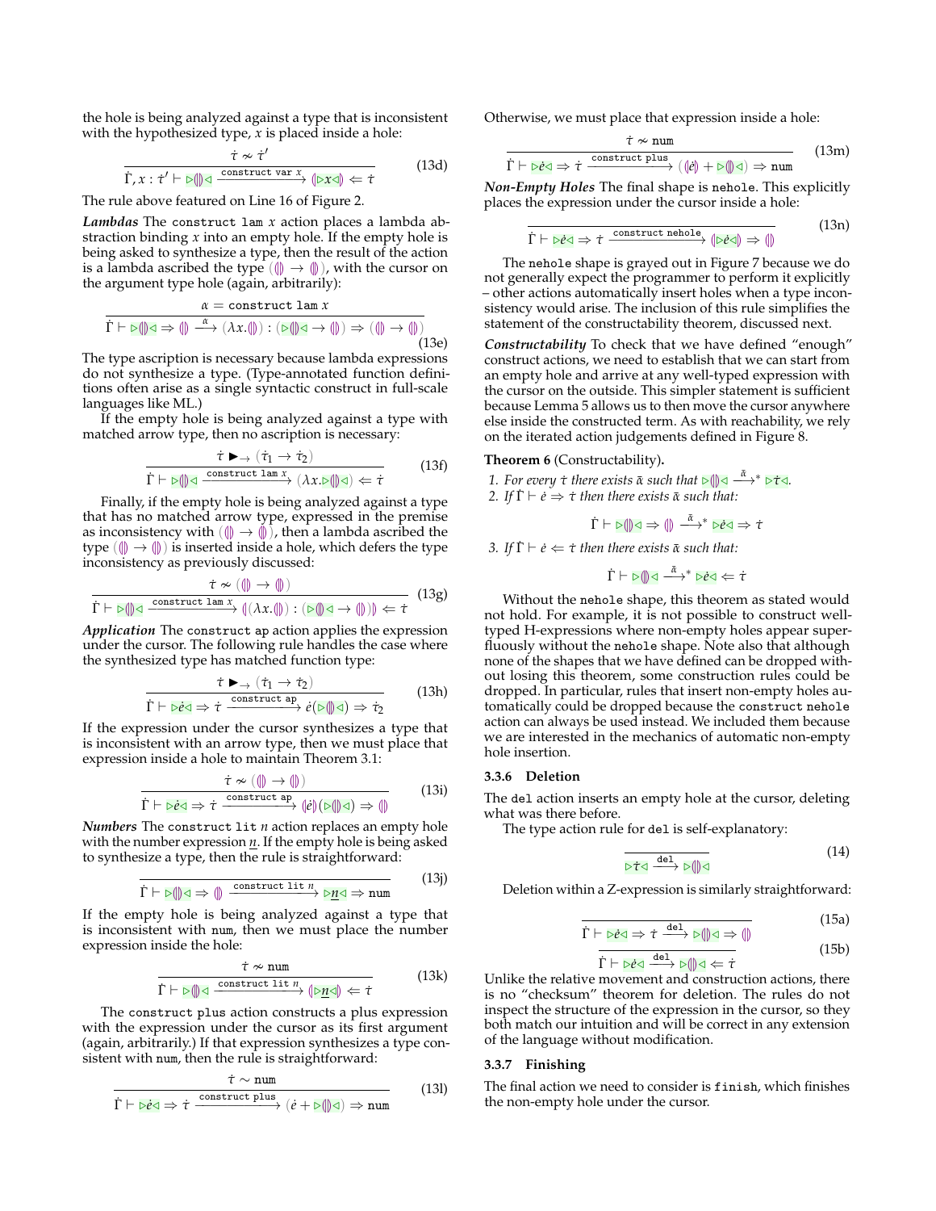the hole is being analyzed against a type that is inconsistent with the hypothesized type, $x$ is placed inside a hole:

$$\frac{\dot{\tau} \nsim \dot{\tau}'}{\dot{\Gamma}, x : \dot{\tau}' \vdash \triangleright(\!|\,|\!)\triangleleft \xrightarrow{\texttt{construct var } x} (\!|\triangleright x \triangleleft|\!) \Leftarrow \dot{\tau}} \tag{13d}$$

The rule above featured on Line 16 of Figure 2.

***Lambdas*** The `construct lam` $x$ action places a lambda abstraction binding $x$ into an empty hole. If the empty hole is being asked to synthesize a type, then the result of the action is a lambda ascribed the type $(\!|\,|\!) \to (\!|\,|\!)$, with the cursor on the argument type hole (again, arbitrarily):

$$\frac{\alpha = \texttt{construct lam } x}{\dot{\Gamma} \vdash \triangleright(\!|\,|\!)\triangleleft \Rightarrow (\!|\,|\!) \xrightarrow{\alpha} (\lambda x.(\!|\,|\!)) : (\triangleright(\!|\,|\!)\triangleleft \to (\!|\,|\!)) \Rightarrow ((\!|\,|\!) \to (\!|\,|\!))} \tag{13e}$$

The type ascription is necessary because lambda expressions do not synthesize a type. (Type-annotated function definitions often arise as a single syntactic construct in full-scale languages like ML.)

If the empty hole is being analyzed against a type with matched arrow type, then no ascription is necessary:

$$\frac{\dot{\tau} \blacktriangleright_{\to} (\dot{\tau}_1 \to \dot{\tau}_2)}{\dot{\Gamma} \vdash \triangleright(\!|\,|\!)\triangleleft \xrightarrow{\texttt{construct lam } x} (\lambda x.\triangleright(\!|\,|\!)\triangleleft) \Leftarrow \dot{\tau}} \tag{13f}$$

Finally, if the empty hole is being analyzed against a type that has no matched arrow type, expressed in the premise as inconsistency with $((\!|\,|\!) \to (\!|\,|\!))$, then a lambda ascribed the type $((\!|\,|\!) \to (\!|\,|\!))$ is inserted inside a hole, which defers the type inconsistency as previously discussed:

$$\frac{\dot{\tau} \nsim ((\!|\,|\!) \to (\!|\,|\!))}{\dot{\Gamma} \vdash \triangleright(\!|\,|\!)\triangleleft \xrightarrow{\texttt{construct lam } x} (\!|(\lambda x.(\!|\,|\!)) : (\triangleright(\!|\,|\!)\triangleleft \to (\!|\,|\!))|\!) \Leftarrow \dot{\tau}} \tag{13g}$$

***Application*** The `construct ap` action applies the expression under the cursor. The following rule handles the case where the synthesized type has matched function type:

$$\frac{\dot{\tau} \blacktriangleright_{\to} (\dot{\tau}_1 \to \dot{\tau}_2)}{\dot{\Gamma} \vdash \triangleright\dot{e}\triangleleft \Rightarrow \dot{\tau} \xrightarrow{\texttt{construct ap}} \dot{e}(\triangleright(\!|\,|\!)\triangleleft) \Rightarrow \dot{\tau}_2} \tag{13h}$$

If the expression under the cursor synthesizes a type that is inconsistent with an arrow type, then we must place that expression inside a hole to maintain Theorem 3.1:

$$\frac{\dot{\tau} \nsim ((\!|\,|\!) \to (\!|\,|\!))}{\dot{\Gamma} \vdash \triangleright\dot{e}\triangleleft \Rightarrow \dot{\tau} \xrightarrow{\texttt{construct ap}} (\!|\dot{e}|\!)(\triangleright(\!|\,|\!)\triangleleft) \Rightarrow (\!|\,|\!)} \tag{13i}$$

***Numbers*** The `construct lit` $n$ action replaces an empty hole with the number expression $\underline{n}$. If the empty hole is being asked to synthesize a type, then the rule is straightforward:

$$\frac{}{\dot{\Gamma} \vdash \triangleright(\!|\,|\!)\triangleleft \Rightarrow (\!|\,|\!) \xrightarrow{\texttt{construct lit } n} \triangleright\underline{n}\triangleleft \Rightarrow \texttt{num}} \tag{13j}$$

If the empty hole is being analyzed against a type that is inconsistent with `num`, then we must place the number expression inside the hole:

$$\frac{\dot{\tau} \nsim \texttt{num}}{\dot{\Gamma} \vdash \triangleright(\!|\,|\!)\triangleleft \xrightarrow{\texttt{construct lit } n} (\!|\triangleright\underline{n}\triangleleft|\!) \Leftarrow \dot{\tau}} \tag{13k}$$

The `construct plus` action constructs a plus expression with the expression under the cursor as its first argument (again, arbitrarily.) If that expression synthesizes a type consistent with `num`, then the rule is straightforward:

$$\frac{\dot{\tau} \sim \texttt{num}}{\dot{\Gamma} \vdash \triangleright\dot{e}\triangleleft \Rightarrow \dot{\tau} \xrightarrow{\texttt{construct plus}} (\dot{e} + \triangleright(\!|\,|\!)\triangleleft) \Rightarrow \texttt{num}} \tag{13l}$$

Otherwise, we must place that expression inside a hole:

$$\frac{\dot{\tau} \nsim \texttt{num}}{\dot{\Gamma} \vdash \triangleright\dot{e}\triangleleft \Rightarrow \dot{\tau} \xrightarrow{\texttt{construct plus}} ((\!|\dot{e}|\!) + \triangleright(\!|\,|\!)\triangleleft) \Rightarrow \texttt{num}} \tag{13m}$$

***Non-Empty Holes*** The final shape is `nehole`. This explicitly places the expression under the cursor inside a hole:

$$\frac{}{\dot{\Gamma} \vdash \triangleright\dot{e}\triangleleft \Rightarrow \dot{\tau} \xrightarrow{\texttt{construct nehole}} (\!|\triangleright\dot{e}\triangleleft|\!) \Rightarrow (\!|\,|\!)} \tag{13n}$$

The `nehole` shape is grayed out in Figure 7 because we do not generally expect the programmer to perform it explicitly – other actions automatically insert holes when a type inconsistency would arise. The inclusion of this rule simplifies the statement of the constructability theorem, discussed next.

***Constructability*** To check that we have defined "enough" construct actions, we need to establish that we can start from an empty hole and arrive at any well-typed expression with the cursor on the outside. This simpler statement is sufficient because Lemma 5 allows us to then move the cursor anywhere else inside the constructed term. As with reachability, we rely on the iterated action judgements defined in Figure 8.

**Theorem 6** (Constructability)**.**

1. *For every $\dot{\tau}$ there exists $\bar{\alpha}$ such that $\triangleright(\!|\,|\!)\triangleleft \xrightarrow{\bar{\alpha}}{}^{*} \triangleright\dot{\tau}\triangleleft$.*
2. *If $\dot{\Gamma} \vdash \dot{e} \Rightarrow \dot{\tau}$ then there exists $\bar{\alpha}$ such that:*
$$\dot{\Gamma} \vdash \triangleright(\!|\,|\!)\triangleleft \Rightarrow (\!|\,|\!) \xrightarrow{\bar{\alpha}}{}^{*} \triangleright\dot{e}\triangleleft \Rightarrow \dot{\tau}$$
3. *If $\dot{\Gamma} \vdash \dot{e} \Leftarrow \dot{\tau}$ then there exists $\bar{\alpha}$ such that:*
$$\dot{\Gamma} \vdash \triangleright(\!|\,|\!)\triangleleft \xrightarrow{\bar{\alpha}}{}^{*} \triangleright\dot{e}\triangleleft \Leftarrow \dot{\tau}$$

Without the `nehole` shape, this theorem as stated would not hold. For example, it is not possible to construct well-typed H-expressions where non-empty holes appear superfluously without the `nehole` shape. Note also that although none of the shapes that we have defined can be dropped without losing this theorem, some construction rules could be dropped. In particular, rules that insert non-empty holes automatically could be dropped because the `construct nehole` action can always be used instead. We included them because we are interested in the mechanics of automatic non-empty hole insertion.

### 3.3.6 Deletion

The `del` action inserts an empty hole at the cursor, deleting what was there before.

The type action rule for `del` is self-explanatory:

$$\frac{}{\triangleright\dot{\tau}\triangleleft \xrightarrow{\texttt{del}} \triangleright(\!|\,|\!)\triangleleft} \tag{14}$$

Deletion within a Z-expression is similarly straightforward:

$$\frac{}{\dot{\Gamma} \vdash \triangleright\dot{e}\triangleleft \Rightarrow \dot{\tau} \xrightarrow{\texttt{del}} \triangleright(\!|\,|\!)\triangleleft \Rightarrow (\!|\,|\!)} \tag{15a}$$

$$\frac{}{\dot{\Gamma} \vdash \triangleright\dot{e}\triangleleft \xrightarrow{\texttt{del}} \triangleright(\!|\,|\!)\triangleleft \Leftarrow \dot{\tau}} \tag{15b}$$

Unlike the relative movement and construction actions, there is no "checksum" theorem for deletion. The rules do not inspect the structure of the expression in the cursor, so they both match our intuition and will be correct in any extension of the language without modification.

### 3.3.7 Finishing

The final action we need to consider is `finish`, which finishes the non-empty hole under the cursor.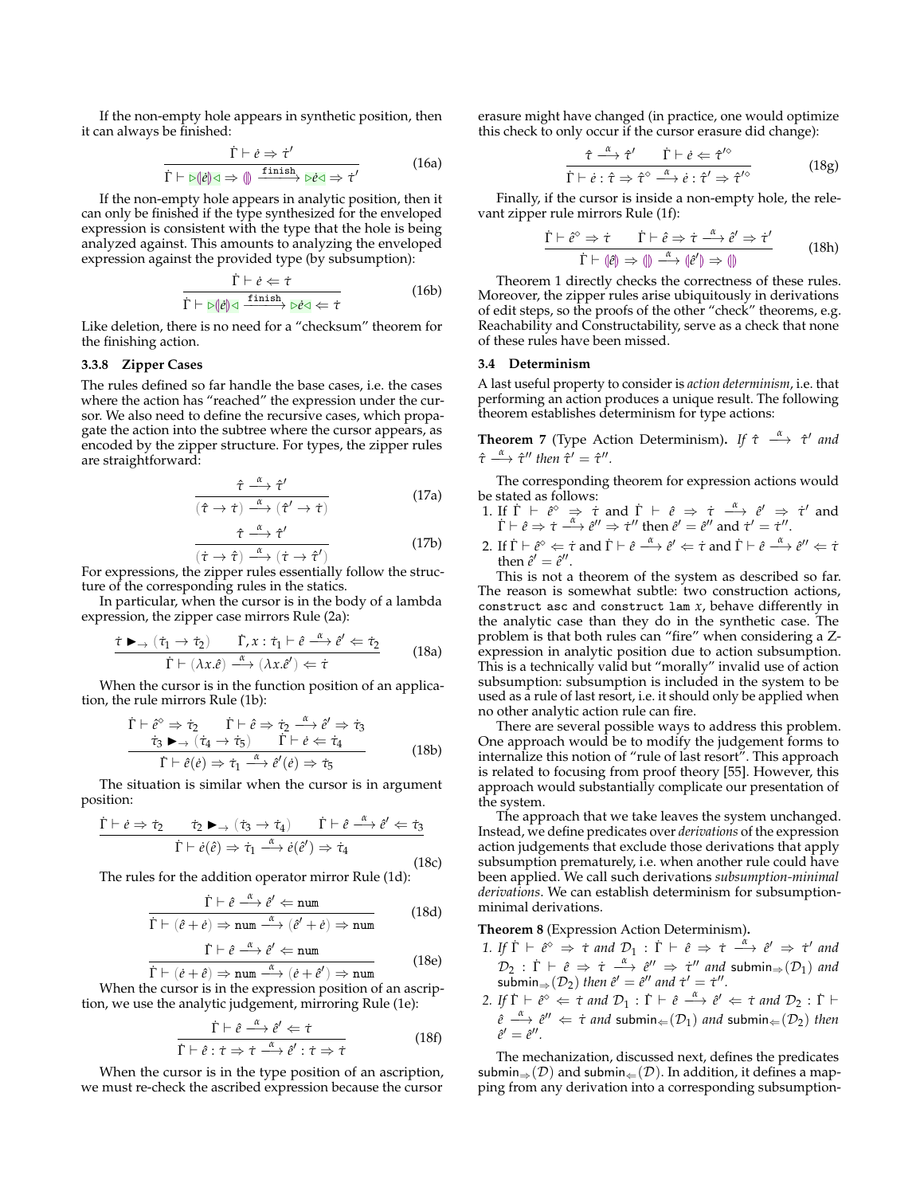If the non-empty hole appears in synthetic position, then it can always be finished:

$$\frac{\dot{\Gamma} \vdash \dot{e} \Rightarrow \dot{\tau}'}{\dot{\Gamma} \vdash \triangleright (\!| \dot{e} |\!) \triangleleft \Rightarrow (\!|\,|\!) \xrightarrow{\texttt{finish}} \triangleright \dot{e} \triangleleft \Rightarrow \dot{\tau}'} \tag{16a}$$

If the non-empty hole appears in analytic position, then it can only be finished if the type synthesized for the enveloped expression is consistent with the type that the hole is being analyzed against. This amounts to analyzing the enveloped expression against the provided type (by subsumption):

$$\frac{\dot{\Gamma} \vdash \dot{e} \Leftarrow \dot{\tau}}{\dot{\Gamma} \vdash \triangleright (\!| \dot{e} |\!) \triangleleft \xrightarrow{\texttt{finish}} \triangleright \dot{e} \triangleleft \Leftarrow \dot{\tau}} \tag{16b}$$

Like deletion, there is no need for a "checksum" theorem for the finishing action.

#### 3.3.8 Zipper Cases

The rules defined so far handle the base cases, i.e. the cases where the action has "reached" the expression under the cursor. We also need to define the recursive cases, which propagate the action into the subtree where the cursor appears, as encoded by the zipper structure. For types, the zipper rules are straightforward:

$$\frac{\hat{\tau} \xrightarrow{\alpha} \hat{\tau}'}{(\hat{\tau} \rightarrow \dot{\tau}) \xrightarrow{\alpha} (\hat{\tau}' \rightarrow \dot{\tau})} \tag{17a}$$

$$\frac{\hat{\tau} \xrightarrow{\alpha} \hat{\tau}'}{(\dot{\tau} \rightarrow \hat{\tau}) \xrightarrow{\alpha} (\dot{\tau} \rightarrow \hat{\tau}')} \tag{17b}$$

For expressions, the zipper rules essentially follow the structure of the corresponding rules in the statics.

In particular, when the cursor is in the body of a lambda expression, the zipper case mirrors Rule (2a):

$$\frac{\dot{\tau} \blacktriangleright_{\rightarrow} (\dot{\tau}_1 \rightarrow \dot{\tau}_2) \qquad \dot{\Gamma}, x : \dot{\tau}_1 \vdash \hat{e} \xrightarrow{\alpha} \hat{e}' \Leftarrow \dot{\tau}_2}{\dot{\Gamma} \vdash (\lambda x.\hat{e}) \xrightarrow{\alpha} (\lambda x.\hat{e}') \Leftarrow \dot{\tau}} \tag{18a}$$

When the cursor is in the function position of an application, the rule mirrors Rule (1b):

$$\frac{\begin{array}{cc}\dot{\Gamma} \vdash \hat{e}^{\diamond} \Rightarrow \dot{\tau}_2 & \dot{\Gamma} \vdash \hat{e} \Rightarrow \dot{\tau}_2 \xrightarrow{\alpha} \hat{e}' \Rightarrow \dot{\tau}_3 \\ \dot{\tau}_3 \blacktriangleright_{\rightarrow} (\dot{\tau}_4 \rightarrow \dot{\tau}_5) & \dot{\Gamma} \vdash \dot{e} \Leftarrow \dot{\tau}_4\end{array}}{\dot{\Gamma} \vdash \hat{e}(\dot{e}) \Rightarrow \dot{\tau}_1 \xrightarrow{\alpha} \hat{e}'(\dot{e}) \Rightarrow \dot{\tau}_5} \tag{18b}$$

The situation is similar when the cursor is in argument position:

$$\frac{\dot{\Gamma} \vdash \dot{e} \Rightarrow \dot{\tau}_2 \qquad \dot{\tau}_2 \blacktriangleright_{\rightarrow} (\dot{\tau}_3 \rightarrow \dot{\tau}_4) \qquad \dot{\Gamma} \vdash \hat{e} \xrightarrow{\alpha} \hat{e}' \Leftarrow \dot{\tau}_3}{\dot{\Gamma} \vdash \dot{e}(\hat{e}) \Rightarrow \dot{\tau}_1 \xrightarrow{\alpha} \dot{e}(\hat{e}') \Rightarrow \dot{\tau}_4} \tag{18c}$$

The rules for the addition operator mirror Rule (1d):

$$\frac{\dot{\Gamma} \vdash \hat{e} \xrightarrow{\alpha} \hat{e}' \Leftarrow \texttt{num}}{\dot{\Gamma} \vdash (\hat{e} + \dot{e}) \Rightarrow \texttt{num} \xrightarrow{\alpha} (\hat{e}' + \dot{e}) \Rightarrow \texttt{num}} \tag{18d}$$

$$\frac{\dot{\Gamma} \vdash \hat{e} \xrightarrow{\alpha} \hat{e}' \Leftarrow \texttt{num}}{\dot{\Gamma} \vdash (\dot{e} + \hat{e}) \Rightarrow \texttt{num} \xrightarrow{\alpha} (\dot{e} + \hat{e}') \Rightarrow \texttt{num}} \tag{18e}$$

When the cursor is in the expression position of an ascription, we use the analytic judgement, mirroring Rule (1e):

$$\frac{\dot{\Gamma} \vdash \hat{e} \xrightarrow{\alpha} \hat{e}' \Leftarrow \dot{\tau}}{\dot{\Gamma} \vdash \hat{e} : \dot{\tau} \Rightarrow \dot{\tau} \xrightarrow{\alpha} \hat{e}' : \dot{\tau} \Rightarrow \dot{\tau}} \tag{18f}$$

When the cursor is in the type position of an ascription, we must re-check the ascribed expression because the cursor erasure might have changed (in practice, one would optimize this check to only occur if the cursor erasure did change):

$$\frac{\hat{\tau} \xrightarrow{\alpha} \hat{\tau}' \qquad \dot{\Gamma} \vdash \dot{e} \Leftarrow \hat{\tau}'^{\diamond}}{\dot{\Gamma} \vdash \dot{e} : \hat{\tau} \Rightarrow \hat{\tau}^{\diamond} \xrightarrow{\alpha} \dot{e} : \hat{\tau}' \Rightarrow \hat{\tau}'^{\diamond}} \tag{18g}$$

Finally, if the cursor is inside a non-empty hole, the relevant zipper rule mirrors Rule (1f):

$$\frac{\dot{\Gamma} \vdash \hat{e}^{\diamond} \Rightarrow \dot{\tau} \qquad \dot{\Gamma} \vdash \hat{e} \Rightarrow \dot{\tau} \xrightarrow{\alpha} \hat{e}' \Rightarrow \dot{\tau}'}{\dot{\Gamma} \vdash (\!| \hat{e} |\!) \Rightarrow (\!|\,|\!) \xrightarrow{\alpha} (\!| \hat{e}' |\!) \Rightarrow (\!|\,|\!)} \tag{18h}$$

Theorem 1 directly checks the correctness of these rules. Moreover, the zipper rules arise ubiquitously in derivations of edit steps, so the proofs of the other "check" theorems, e.g. Reachability and Constructability, serve as a check that none of these rules have been missed.

### 3.4 Determinism

A last useful property to consider is *action determinism*, i.e. that performing an action produces a unique result. The following theorem establishes determinism for type actions:

**Theorem 7** (Type Action Determinism)**.** *If $\hat{\tau} \xrightarrow{\alpha} \hat{\tau}'$ and $\hat{\tau} \xrightarrow{\alpha} \hat{\tau}''$ then $\hat{\tau}' = \hat{\tau}''$.*

The corresponding theorem for expression actions would be stated as follows:

1. If $\dot{\Gamma} \vdash \hat{e}^{\diamond} \Rightarrow \dot{\tau}$ and $\dot{\Gamma} \vdash \hat{e} \Rightarrow \dot{\tau} \xrightarrow{\alpha} \hat{e}' \Rightarrow \dot{\tau}'$ and $\dot{\Gamma} \vdash \hat{e} \Rightarrow \dot{\tau} \xrightarrow{\alpha} \hat{e}'' \Rightarrow \dot{\tau}''$ then $\hat{e}' = \hat{e}''$ and $\dot{\tau}' = \dot{\tau}''$.
2. If $\dot{\Gamma} \vdash \hat{e}^{\diamond} \Leftarrow \dot{\tau}$ and $\dot{\Gamma} \vdash \hat{e} \xrightarrow{\alpha} \hat{e}' \Leftarrow \dot{\tau}$ and $\dot{\Gamma} \vdash \hat{e} \xrightarrow{\alpha} \hat{e}'' \Leftarrow \dot{\tau}$ then $\hat{e}' = \hat{e}''$.

This is not a theorem of the system as described so far. The reason is somewhat subtle: two construction actions, `construct asc` and `construct lam` $x$, behave differently in the analytic case than they do in the synthetic case. The problem is that both rules can "fire" when considering a Z-expression in analytic position due to action subsumption. This is a technically valid but "morally" invalid use of action subsumption: subsumption is included in the system to be used as a rule of last resort, i.e. it should only be applied when no other analytic action rule can fire.

There are several possible ways to address this problem. One approach would be to modify the judgement forms to internalize this notion of "rule of last resort". This approach is related to focusing from proof theory [55]. However, this approach would substantially complicate our presentation of the system.

The approach that we take leaves the system unchanged. Instead, we define predicates over *derivations* of the expression action judgements that exclude those derivations that apply subsumption prematurely, i.e. when another rule could have been applied. We call such derivations *subsumption-minimal derivations*. We can establish determinism for subsumption-minimal derivations.

**Theorem 8** (Expression Action Determinism)**.**

1. *If $\dot{\Gamma} \vdash \hat{e}^{\diamond} \Rightarrow \dot{\tau}$ and $\mathcal{D}_1 : \dot{\Gamma} \vdash \hat{e} \Rightarrow \dot{\tau} \xrightarrow{\alpha} \hat{e}' \Rightarrow \dot{\tau}'$ and $\mathcal{D}_2 : \dot{\Gamma} \vdash \hat{e} \Rightarrow \dot{\tau} \xrightarrow{\alpha} \hat{e}'' \Rightarrow \dot{\tau}''$ and $\mathsf{submin}_{\Rightarrow}(\mathcal{D}_1)$ and $\mathsf{submin}_{\Rightarrow}(\mathcal{D}_2)$ then $\hat{e}' = \hat{e}''$ and $\dot{\tau}' = \dot{\tau}''$.*
2. *If $\dot{\Gamma} \vdash \hat{e}^{\diamond} \Leftarrow \dot{\tau}$ and $\mathcal{D}_1 : \dot{\Gamma} \vdash \hat{e} \xrightarrow{\alpha} \hat{e}' \Leftarrow \dot{\tau}$ and $\mathcal{D}_2 : \dot{\Gamma} \vdash \hat{e} \xrightarrow{\alpha} \hat{e}'' \Leftarrow \dot{\tau}$ and $\mathsf{submin}_{\Leftarrow}(\mathcal{D}_1)$ and $\mathsf{submin}_{\Leftarrow}(\mathcal{D}_2)$ then $\hat{e}' = \hat{e}''$.*

The mechanization, discussed next, defines the predicates $\mathsf{submin}_{\Rightarrow}(\mathcal{D})$ and $\mathsf{submin}_{\Leftarrow}(\mathcal{D})$. In addition, it defines a mapping from any derivation into a corresponding subsumption-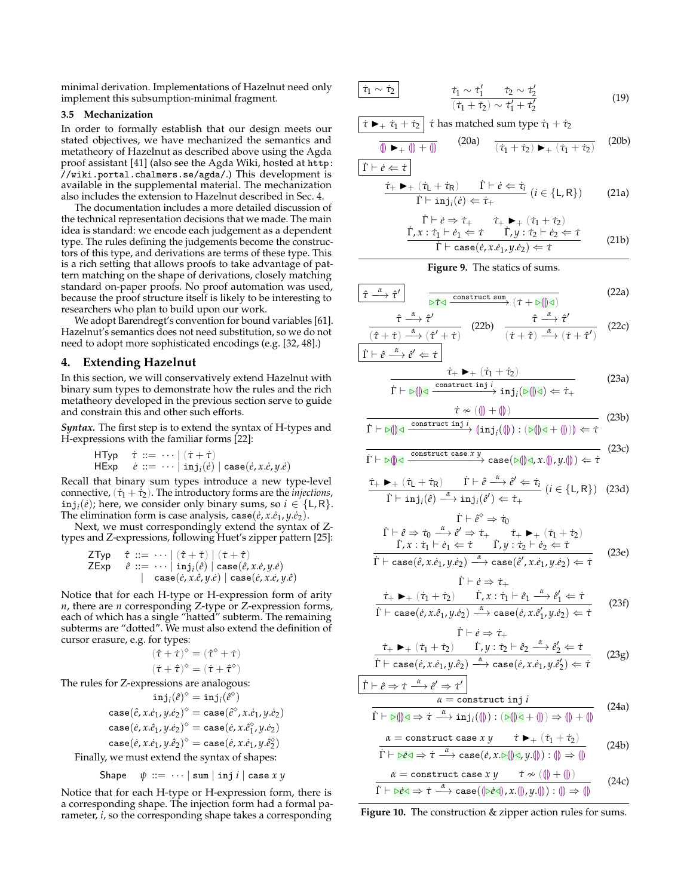minimal derivation. Implementations of Hazelnut need only implement this subsumption-minimal fragment.

### 3.5 Mechanization

In order to formally establish that our design meets our stated objectives, we have mechanized the semantics and metatheory of Hazelnut as described above using the Agda proof assistant [41] (also see the Agda Wiki, hosted at `http://wiki.portal.chalmers.se/agda/`.) This development is available in the supplemental material. The mechanization also includes the extension to Hazelnut described in Sec. 4.

The documentation includes a more detailed discussion of the technical representation decisions that we made. The main idea is standard: we encode each judgement as a dependent type. The rules defining the judgements become the constructors of this type, and derivations are terms of these type. This is a rich setting that allows proofs to take advantage of pattern matching on the shape of derivations, closely matching standard on-paper proofs. No proof automation was used, because the proof structure itself is likely to be interesting to researchers who plan to build upon our work.

We adopt Barendregt's convention for bound variables [61]. Hazelnut's semantics does not need substitution, so we do not need to adopt more sophisticated encodings (e.g. [32, 48].)

## 4. Extending Hazelnut

In this section, we will conservatively extend Hazelnut with binary sum types to demonstrate how the rules and the rich metatheory developed in the previous section serve to guide and constrain this and other such efforts.

***Syntax.*** The first step is to extend the syntax of H-types and H-expressions with the familiar forms [22]:

$$\begin{array}{lll}\mathsf{HTyp} & \dot\tau ::= & \cdots \mid (\dot\tau + \dot\tau) \\ \mathsf{HExp} & \dot e ::= & \cdots \mid \mathtt{inj}_i(\dot e) \mid \mathtt{case}(\dot e, x.\dot e, y.\dot e)\end{array}$$

Recall that binary sum types introduce a new type-level connective, $(\dot\tau_1 + \dot\tau_2)$. The introductory forms are the *injections*, $\mathtt{inj}_i(\dot e)$; here, we consider only binary sums, so $i \in \{\mathsf{L}, \mathsf{R}\}$. The elimination form is case analysis, $\mathtt{case}(\dot e, x.\dot e_1, y.\dot e_2)$.

Next, we must correspondingly extend the syntax of Z-types and Z-expressions, following Huet's zipper pattern [25]:

$$\begin{array}{lll}\mathsf{ZTyp} & \hat\tau ::= & \cdots \mid (\hat\tau + \dot\tau) \mid (\dot\tau + \hat\tau) \\ \mathsf{ZExp} & \hat e ::= & \cdots \mid \mathtt{inj}_i(\hat e) \mid \mathtt{case}(\hat e, x.\dot e, y.\dot e) \\ & \mid & \mathtt{case}(\dot e, x.\hat e, y.\dot e) \mid \mathtt{case}(\dot e, x.\dot e, y.\hat e)\end{array}$$

Notice that for each H-type or H-expression form of arity $n$, there are $n$ corresponding Z-type or Z-expression forms, each of which has a single "hatted" subterm. The remaining subterms are "dotted". We must also extend the definition of cursor erasure, e.g. for types:

$$(\hat\tau + \dot\tau)^\diamond = (\hat\tau^\diamond + \dot\tau)$$
$$(\dot\tau + \hat\tau)^\diamond = (\dot\tau + \hat\tau^\diamond)$$

The rules for Z-expressions are analogous:

$$\mathtt{inj}_i(\hat e)^\diamond = \mathtt{inj}_i(\hat e^\diamond)$$
$$\mathtt{case}(\hat e, x.\dot e_1, y.\dot e_2)^\diamond = \mathtt{case}(\hat e^\diamond, x.\dot e_1, y.\dot e_2)$$
$$\mathtt{case}(\dot e, x.\hat e_1, y.\dot e_2)^\diamond = \mathtt{case}(\dot e, x.\hat e_1^\diamond, y.\dot e_2)$$
$$\mathtt{case}(\dot e, x.\dot e_1, y.\hat e_2)^\diamond = \mathtt{case}(\dot e, x.\dot e_1, y.\hat e_2^\diamond)$$

Finally, we must extend the syntax of shapes:

$$\mathsf{Shape} \quad \psi ::= \cdots \mid \mathtt{sum} \mid \mathtt{inj}\ i \mid \mathtt{case}\ x\ y$$

Notice that for each H-type or H-expression form, there is a corresponding shape. The injection form had a formal parameter, $i$, so the corresponding shape takes a corresponding

$\boxed{\dot\tau_1 \sim \dot\tau_2}$

$$\frac{\dot\tau_1 \sim \dot\tau_1' \qquad \dot\tau_2 \sim \dot\tau_2'}{(\dot\tau_1 + \dot\tau_2) \sim \dot\tau_1' + \dot\tau_2'} \tag{19}$$

$\boxed{\dot\tau \blacktriangleright_+ \dot\tau_1 + \dot\tau_2}$ $\dot\tau$ has matched sum type $\dot\tau_1 + \dot\tau_2$

$$\frac{}{(\!|\!) \blacktriangleright_+ (\!|\!) + (\!|\!)} \tag{20a}$$

$$\frac{}{(\dot\tau_1 + \dot\tau_2) \blacktriangleright_+ (\dot\tau_1 + \dot\tau_2)} \tag{20b}$$

$\boxed{\dot\Gamma \vdash \dot e \Leftarrow \dot\tau}$

$$\frac{\dot\tau_+ \blacktriangleright_+ (\dot\tau_\mathsf{L} + \dot\tau_\mathsf{R}) \qquad \dot\Gamma \vdash \dot e \Leftarrow \dot\tau_i}{\dot\Gamma \vdash \mathtt{inj}_i(\dot e) \Leftarrow \dot\tau_+}\ (i \in \{\mathsf{L}, \mathsf{R}\}) \tag{21a}$$

$$\frac{\begin{array}{c}\dot\Gamma \vdash \dot e \Rightarrow \dot\tau_+ \qquad \dot\tau_+ \blacktriangleright_+ (\dot\tau_1 + \dot\tau_2) \\ \dot\Gamma, x : \dot\tau_1 \vdash \dot e_1 \Leftarrow \dot\tau \qquad \dot\Gamma, y : \dot\tau_2 \vdash \dot e_2 \Leftarrow \dot\tau\end{array}}{\dot\Gamma \vdash \mathtt{case}(\dot e, x.\dot e_1, y.\dot e_2) \Leftarrow \dot\tau} \tag{21b}$$

**Figure 9.** The statics of sums.

$\boxed{\hat\tau \xrightarrow{\alpha} \hat\tau'}$

$$\frac{}{\triangleright\dot\tau\triangleleft \xrightarrow{\mathtt{construct\ sum}} (\dot\tau + \triangleright(\!|\!)\triangleleft)} \tag{22a}$$

$$\frac{\hat\tau \xrightarrow{\alpha} \hat\tau'}{(\hat\tau + \dot\tau) \xrightarrow{\alpha} (\hat\tau' + \dot\tau)} \tag{22b}$$

$$\frac{\hat\tau \xrightarrow{\alpha} \hat\tau'}{(\dot\tau + \hat\tau) \xrightarrow{\alpha} (\dot\tau + \hat\tau')} \tag{22c}$$

$\boxed{\dot\Gamma \vdash \hat e \xrightarrow{\alpha} \hat e' \Leftarrow \dot\tau}$

$$\frac{\dot\tau_+ \blacktriangleright_+ (\dot\tau_1 + \dot\tau_2)}{\dot\Gamma \vdash \triangleright(\!|\!)\triangleleft \xrightarrow{\mathtt{construct\ inj}\ i} \mathtt{inj}_i(\triangleright(\!|\!)\triangleleft) \Leftarrow \dot\tau_+} \tag{23a}$$

$$\frac{\dot\tau \nsim ((\!|\!) + (\!|\!))}{\dot\Gamma \vdash \triangleright(\!|\!)\triangleleft \xrightarrow{\mathtt{construct\ inj}\ i} (\!|\mathtt{inj}_i((\!|\!)) : (\triangleright(\!|\!)\triangleleft + (\!|\!))|\!) \Leftarrow \dot\tau} \tag{23b}$$

$$\frac{}{\dot\Gamma \vdash \triangleright(\!|\!)\triangleleft \xrightarrow{\mathtt{construct\ case}\ x\ y} \mathtt{case}(\triangleright(\!|\!)\triangleleft, x.(\!|\!), y.(\!|\!)) \Leftarrow \dot\tau} \tag{23c}$$

$$\frac{\dot\tau_+ \blacktriangleright_+ (\dot\tau_\mathsf{L} + \dot\tau_\mathsf{R}) \qquad \dot\Gamma \vdash \hat e \xrightarrow{\alpha} \hat e' \Leftarrow \dot\tau_i}{\dot\Gamma \vdash \mathtt{inj}_i(\hat e) \xrightarrow{\alpha} \mathtt{inj}_i(\hat e') \Leftarrow \dot\tau_+}\ (i \in \{\mathsf{L}, \mathsf{R}\}) \tag{23d}$$

$$\frac{\begin{array}{c}\dot\Gamma \vdash \hat e^\diamond \Rightarrow \dot\tau_0 \\ \dot\Gamma \vdash \hat e \Rightarrow \dot\tau_0 \xrightarrow{\alpha} \hat e' \Rightarrow \dot\tau_+ \qquad \dot\tau_+ \blacktriangleright_+ (\dot\tau_1 + \dot\tau_2) \\ \dot\Gamma, x : \dot\tau_1 \vdash \dot e_1 \Leftarrow \dot\tau \qquad \dot\Gamma, y : \dot\tau_2 \vdash \dot e_2 \Leftarrow \dot\tau\end{array}}{\dot\Gamma \vdash \mathtt{case}(\hat e, x.\dot e_1, y.\dot e_2) \xrightarrow{\alpha} \mathtt{case}(\hat e', x.\dot e_1, y.\dot e_2) \Leftarrow \dot\tau} \tag{23e}$$

$$\frac{\begin{array}{c}\dot\Gamma \vdash \dot e \Rightarrow \dot\tau_+ \\ \dot\tau_+ \blacktriangleright_+ (\dot\tau_1 + \dot\tau_2) \qquad \dot\Gamma, x : \dot\tau_1 \vdash \hat e_1 \xrightarrow{\alpha} \hat e_1' \Leftarrow \dot\tau\end{array}}{\dot\Gamma \vdash \mathtt{case}(\dot e, x.\hat e_1, y.\dot e_2) \xrightarrow{\alpha} \mathtt{case}(\dot e, x.\hat e_1', y.\dot e_2) \Leftarrow \dot\tau} \tag{23f}$$

$$\frac{\begin{array}{c}\dot\Gamma \vdash \dot e \Rightarrow \dot\tau_+ \\ \dot\tau_+ \blacktriangleright_+ (\dot\tau_1 + \dot\tau_2) \qquad \dot\Gamma, y : \dot\tau_2 \vdash \hat e_2 \xrightarrow{\alpha} \hat e_2' \Leftarrow \dot\tau\end{array}}{\dot\Gamma \vdash \mathtt{case}(\dot e, x.\dot e_1, y.\hat e_2) \xrightarrow{\alpha} \mathtt{case}(\dot e, x.\dot e_1, y.\hat e_2') \Leftarrow \dot\tau} \tag{23g}$$

$\boxed{\dot\Gamma \vdash \hat e \Rightarrow \dot\tau \xrightarrow{\alpha} \hat e' \Rightarrow \dot\tau'}$

$$\frac{\alpha = \mathtt{construct\ inj}\ i}{\dot\Gamma \vdash \triangleright(\!|\!)\triangleleft \Rightarrow \dot\tau \xrightarrow{\alpha} \mathtt{inj}_i((\!|\!)) : (\triangleright(\!|\!)\triangleleft + (\!|\!)) \Rightarrow (\!|\!) + (\!|\!)} \tag{24a}$$

$$\frac{\alpha = \mathtt{construct\ case}\ x\ y \qquad \dot\tau \blacktriangleright_+ (\dot\tau_1 + \dot\tau_2)}{\dot\Gamma \vdash \triangleright\dot e\triangleleft \Rightarrow \dot\tau \xrightarrow{\alpha} \mathtt{case}(\dot e, x.\triangleright(\!|\!)\triangleleft, y.(\!|\!)) : (\!|\!) \Rightarrow (\!|\!)} \tag{24b}$$

$$\frac{\alpha = \mathtt{construct\ case}\ x\ y \qquad \dot\tau \nsim ((\!|\!) + (\!|\!))}{\dot\Gamma \vdash \triangleright\dot e\triangleleft \Rightarrow \dot\tau \xrightarrow{\alpha} \mathtt{case}((\!|\triangleright\dot e\triangleleft|\!), x.(\!|\!), y.(\!|\!)) : (\!|\!) \Rightarrow (\!|\!)} \tag{24c}$$

**Figure 10.** The construction & zipper action rules for sums.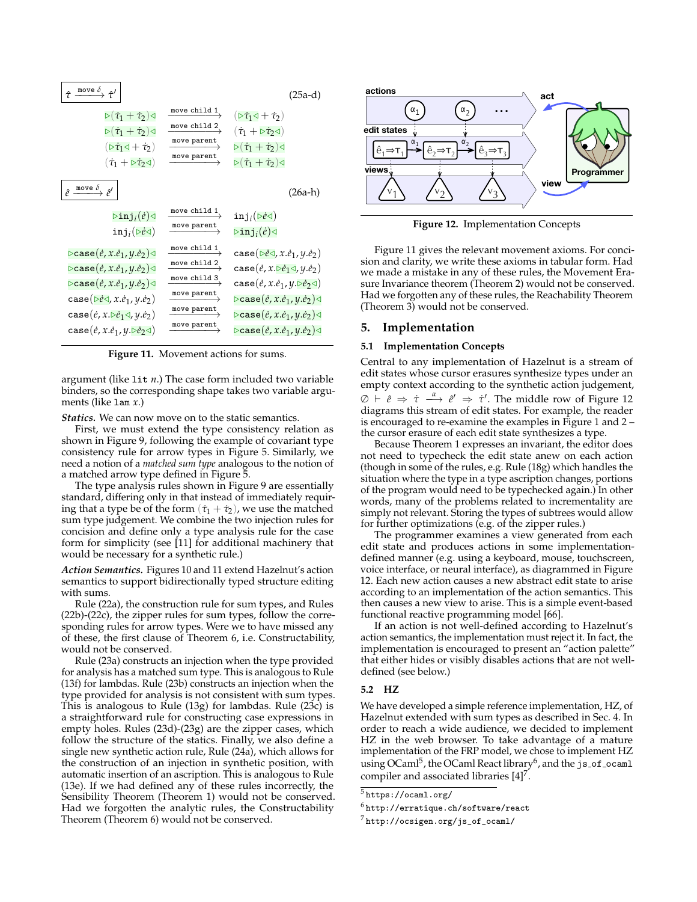$\boxed{\hat{\tau} \xrightarrow{\text{move } \delta} \hat{\tau}'}$ (25a-d)

$$\triangleright(\dot\tau_1 + \dot\tau_2)\triangleleft \xrightarrow{\text{move child 1}} (\triangleright\dot\tau_1\triangleleft + \dot\tau_2)$$
$$\triangleright(\dot\tau_1 + \dot\tau_2)\triangleleft \xrightarrow{\text{move child 2}} (\dot\tau_1 + \triangleright\dot\tau_2\triangleleft)$$
$$(\triangleright\dot\tau_1\triangleleft + \dot\tau_2) \xrightarrow{\text{move parent}} \triangleright(\dot\tau_1 + \dot\tau_2)\triangleleft$$
$$(\dot\tau_1 + \triangleright\dot\tau_2\triangleleft) \xrightarrow{\text{move parent}} \triangleright(\dot\tau_1 + \dot\tau_2)\triangleleft$$

$\boxed{\hat{e} \xrightarrow{\text{move } \delta} \hat{e}'}$ (26a-h)

$$\triangleright\mathtt{inj}_i(\dot e)\triangleleft \xrightarrow{\text{move child 1}} \mathtt{inj}_i(\triangleright\dot e\triangleleft)$$
$$\mathtt{inj}_i(\triangleright\dot e\triangleleft) \xrightarrow{\text{move parent}} \triangleright\mathtt{inj}_i(\dot e)\triangleleft$$

$$\triangleright\mathtt{case}(\dot e, x.\dot e_1, y.\dot e_2)\triangleleft \xrightarrow{\text{move child 1}} \mathtt{case}(\triangleright\dot e\triangleleft, x.\dot e_1, y.\dot e_2)$$
$$\triangleright\mathtt{case}(\dot e, x.\dot e_1, y.\dot e_2)\triangleleft \xrightarrow{\text{move child 2}} \mathtt{case}(\dot e, x.\triangleright\dot e_1\triangleleft, y.\dot e_2)$$
$$\triangleright\mathtt{case}(\dot e, x.\dot e_1, y.\dot e_2)\triangleleft \xrightarrow{\text{move child 3}} \mathtt{case}(\dot e, x.\dot e_1, y.\triangleright\dot e_2\triangleleft)$$
$$\mathtt{case}(\triangleright\dot e\triangleleft, x.\dot e_1, y.\dot e_2) \xrightarrow{\text{move parent}} \triangleright\mathtt{case}(\dot e, x.\dot e_1, y.\dot e_2)\triangleleft$$
$$\mathtt{case}(\dot e, x.\triangleright\dot e_1\triangleleft, y.\dot e_2) \xrightarrow{\text{move parent}} \triangleright\mathtt{case}(\dot e, x.\dot e_1, y.\dot e_2)\triangleleft$$
$$\mathtt{case}(\dot e, x.\dot e_1, y.\triangleright\dot e_2\triangleleft) \xrightarrow{\text{move parent}} \triangleright\mathtt{case}(\dot e, x.\dot e_1, y.\dot e_2)\triangleleft$$

**Figure 11.** Movement actions for sums.

argument (like `lit` $n$.) The case form included two variable binders, so the corresponding shape takes two variable arguments (like `lam` $x$.)

***Statics.*** We can now move on to the static semantics.

First, we must extend the type consistency relation as shown in Figure 9, following the example of covariant type consistency rule for arrow types in Figure 5. Similarly, we need a notion of a *matched sum type* analogous to the notion of a matched arrow type defined in Figure 5.

The type analysis rules shown in Figure 9 are essentially standard, differing only in that instead of immediately requiring that a type be of the form $(\dot\tau_1 + \dot\tau_2)$, we use the matched sum type judgement. We combine the two injection rules for concision and define only a type analysis rule for the case form for simplicity (see [11] for additional machinery that would be necessary for a synthetic rule.)

***Action Semantics.*** Figures 10 and 11 extend Hazelnut's action semantics to support bidirectionally typed structure editing with sums.

Rule (22a), the construction rule for sum types, and Rules (22b)-(22c), the zipper rules for sum types, follow the corresponding rules for arrow types. Were we to have missed any of these, the first clause of Theorem 6, i.e. Constructability, would not be conserved.

Rule (23a) constructs an injection when the type provided for analysis has a matched sum type. This is analogous to Rule (13f) for lambdas. Rule (23b) constructs an injection when the type provided for analysis is not consistent with sum types. This is analogous to Rule (13g) for lambdas. Rule (23c) is a straightforward rule for constructing case expressions in empty holes. Rules (23d)-(23g) are the zipper cases, which follow the structure of the statics. Finally, we also define a single new synthetic action rule, Rule (24a), which allows for the construction of an injection in synthetic position, with automatic insertion of an ascription. This is analogous to Rule (13e). If we had defined any of these rules incorrectly, the Sensibility Theorem (Theorem 1) would not be conserved. Had we forgotten the analytic rules, the Constructability Theorem (Theorem 6) would not be conserved.

**Figure 12.** Implementation Concepts

Figure 11 gives the relevant movement axioms. For concision and clarity, we write these axioms in tabular form. Had we made a mistake in any of these rules, the Movement Erasure Invariance theorem (Theorem 2) would not be conserved. Had we forgotten any of these rules, the Reachability Theorem (Theorem 3) would not be conserved.

## 5. Implementation

### 5.1 Implementation Concepts

Central to any implementation of Hazelnut is a stream of edit states whose cursor erasures synthesize types under an empty context according to the synthetic action judgement, $\emptyset \vdash \hat{e} \Rightarrow \dot\tau \xrightarrow{\alpha} \hat{e}' \Rightarrow \dot\tau'$. The middle row of Figure 12 diagrams this stream of edit states. For example, the reader is encouraged to re-examine the examples in Figure 1 and 2 – the cursor erasure of each edit state synthesizes a type.

Because Theorem 1 expresses an invariant, the editor does not need to typecheck the edit state anew on each action (though in some of the rules, e.g. Rule (18g) which handles the situation where the type in a type ascription changes, portions of the program would need to be typechecked again.) In other words, many of the problems related to incrementality are simply not relevant. Storing the types of subtrees would allow for further optimizations (e.g. of the zipper rules.)

The programmer examines a view generated from each edit state and produces actions in some implementation-defined manner (e.g. using a keyboard, mouse, touchscreen, voice interface, or neural interface), as diagrammed in Figure 12. Each new action causes a new abstract edit state to arise according to an implementation of the action semantics. This then causes a new view to arise. This is a simple event-based functional reactive programming model [66].

If an action is not well-defined according to Hazelnut's action semantics, the implementation must reject it. In fact, the implementation is encouraged to present an "action palette" that either hides or visibly disables actions that are not well-defined (see below.)

### 5.2 HZ

We have developed a simple reference implementation, HZ, of Hazelnut extended with sum types as described in Sec. 4. In order to reach a wide audience, we decided to implement HZ in the web browser. To take advantage of a mature implementation of the FRP model, we chose to implement HZ using OCaml[5], the OCaml React library[6], and the `js_of_ocaml` compiler and associated libraries [4][7].

[5] `https://ocaml.org/`

[6] `http://erratique.ch/software/react`

[7] `http://ocsigen.org/js_of_ocaml/`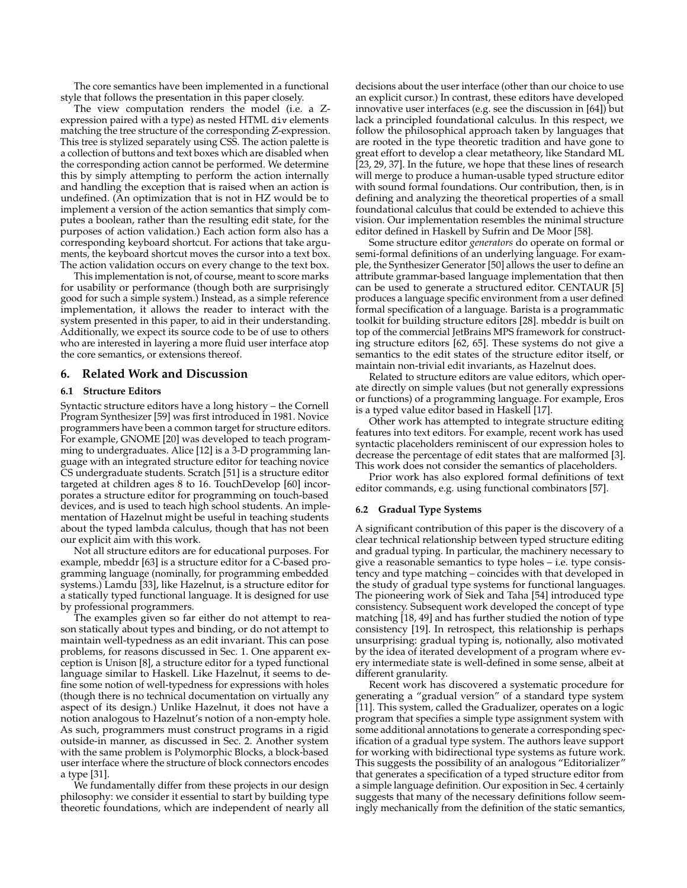The core semantics have been implemented in a functional style that follows the presentation in this paper closely.

The view computation renders the model (i.e. a Z-expression paired with a type) as nested HTML `div` elements matching the tree structure of the corresponding Z-expression. This tree is stylized separately using CSS. The action palette is a collection of buttons and text boxes which are disabled when the corresponding action cannot be performed. We determine this by simply attempting to perform the action internally and handling the exception that is raised when an action is undefined. (An optimization that is not in HZ would be to implement a version of the action semantics that simply computes a boolean, rather than the resulting edit state, for the purposes of action validation.) Each action form also has a corresponding keyboard shortcut. For actions that take arguments, the keyboard shortcut moves the cursor into a text box. The action validation occurs on every change to the text box.

This implementation is not, of course, meant to score marks for usability or performance (though both are surprisingly good for such a simple system.) Instead, as a simple reference implementation, it allows the reader to interact with the system presented in this paper, to aid in their understanding. Additionally, we expect its source code to be of use to others who are interested in layering a more fluid user interface atop the core semantics, or extensions thereof.

## 6. Related Work and Discussion

### 6.1 Structure Editors

Syntactic structure editors have a long history – the Cornell Program Synthesizer [59] was first introduced in 1981. Novice programmers have been a common target for structure editors. For example, GNOME [20] was developed to teach programming to undergraduates. Alice [12] is a 3-D programming language with an integrated structure editor for teaching novice CS undergraduate students. Scratch [51] is a structure editor targeted at children ages 8 to 16. TouchDevelop [60] incorporates a structure editor for programming on touch-based devices, and is used to teach high school students. An implementation of Hazelnut might be useful in teaching students about the typed lambda calculus, though that has not been our explicit aim with this work.

Not all structure editors are for educational purposes. For example, mbeddr [63] is a structure editor for a C-based programming language (nominally, for programming embedded systems.) Lamdu [33], like Hazelnut, is a structure editor for a statically typed functional language. It is designed for use by professional programmers.

The examples given so far either do not attempt to reason statically about types and binding, or do not attempt to maintain well-typedness as an edit invariant. This can pose problems, for reasons discussed in Sec. 1. One apparent exception is Unison [8], a structure editor for a typed functional language similar to Haskell. Like Hazelnut, it seems to define some notion of well-typedness for expressions with holes (though there is no technical documentation on virtually any aspect of its design.) Unlike Hazelnut, it does not have a notion analogous to Hazelnut's notion of a non-empty hole. As such, programmers must construct programs in a rigid outside-in manner, as discussed in Sec. 2. Another system with the same problem is Polymorphic Blocks, a block-based user interface where the structure of block connectors encodes a type [31].

We fundamentally differ from these projects in our design philosophy: we consider it essential to start by building type theoretic foundations, which are independent of nearly all decisions about the user interface (other than our choice to use an explicit cursor.) In contrast, these editors have developed innovative user interfaces (e.g. see the discussion in [64]) but lack a principled foundational calculus. In this respect, we follow the philosophical approach taken by languages that are rooted in the type theoretic tradition and have gone to great effort to develop a clear metatheory, like Standard ML [23, 29, 37]. In the future, we hope that these lines of research will merge to produce a human-usable typed structure editor with sound formal foundations. Our contribution, then, is in defining and analyzing the theoretical properties of a small foundational calculus that could be extended to achieve this vision. Our implementation resembles the minimal structure editor defined in Haskell by Sufrin and De Moor [58].

Some structure editor *generators* do operate on formal or semi-formal definitions of an underlying language. For example, the Synthesizer Generator [50] allows the user to define an attribute grammar-based language implementation that then can be used to generate a structured editor. CENTAUR [5] produces a language specific environment from a user defined formal specification of a language. Barista is a programmatic toolkit for building structure editors [28]. mbeddr is built on top of the commercial JetBrains MPS framework for constructing structure editors [62, 65]. These systems do not give a semantics to the edit states of the structure editor itself, or maintain non-trivial edit invariants, as Hazelnut does.

Related to structure editors are value editors, which operate directly on simple values (but not generally expressions or functions) of a programming language. For example, Eros is a typed value editor based in Haskell [17].

Other work has attempted to integrate structure editing features into text editors. For example, recent work has used syntactic placeholders reminiscent of our expression holes to decrease the percentage of edit states that are malformed [3]. This work does not consider the semantics of placeholders.

Prior work has also explored formal definitions of text editor commands, e.g. using functional combinators [57].

### 6.2 Gradual Type Systems

A significant contribution of this paper is the discovery of a clear technical relationship between typed structure editing and gradual typing. In particular, the machinery necessary to give a reasonable semantics to type holes – i.e. type consistency and type matching – coincides with that developed in the study of gradual type systems for functional languages. The pioneering work of Siek and Taha [54] introduced type consistency. Subsequent work developed the concept of type matching [18, 49] and has further studied the notion of type consistency [19]. In retrospect, this relationship is perhaps unsurprising: gradual typing is, notionally, also motivated by the idea of iterated development of a program where every intermediate state is well-defined in some sense, albeit at different granularity.

Recent work has discovered a systematic procedure for generating a "gradual version" of a standard type system [11]. This system, called the Gradualizer, operates on a logic program that specifies a simple type assignment system with some additional annotations to generate a corresponding specification of a gradual type system. The authors leave support for working with bidirectional type systems as future work. This suggests the possibility of an analogous "Editorializer" that generates a specification of a typed structure editor from a simple language definition. Our exposition in Sec. 4 certainly suggests that many of the necessary definitions follow seemingly mechanically from the definition of the static semantics,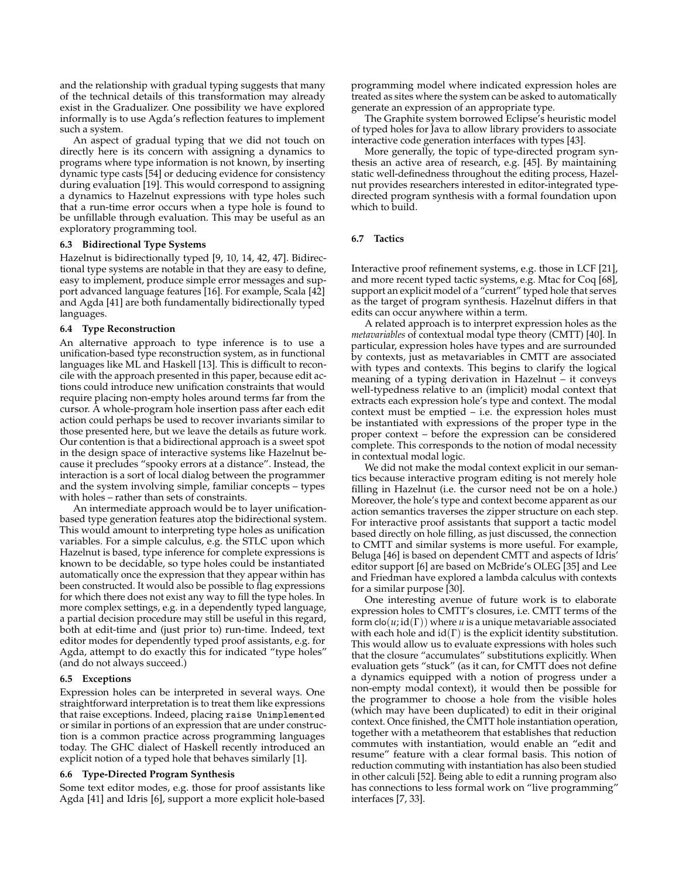and the relationship with gradual typing suggests that many of the technical details of this transformation may already exist in the Gradualizer. One possibility we have explored informally is to use Agda's reflection features to implement such a system.

An aspect of gradual typing that we did not touch on directly here is its concern with assigning a dynamics to programs where type information is not known, by inserting dynamic type casts [54] or deducing evidence for consistency during evaluation [19]. This would correspond to assigning a dynamics to Hazelnut expressions with type holes such that a run-time error occurs when a type hole is found to be unfillable through evaluation. This may be useful as an exploratory programming tool.

### 6.3 Bidirectional Type Systems

Hazelnut is bidirectionally typed [9, 10, 14, 42, 47]. Bidirectional type systems are notable in that they are easy to define, easy to implement, produce simple error messages and support advanced language features [16]. For example, Scala [42] and Agda [41] are both fundamentally bidirectionally typed languages.

### 6.4 Type Reconstruction

An alternative approach to type inference is to use a unification-based type reconstruction system, as in functional languages like ML and Haskell [13]. This is difficult to reconcile with the approach presented in this paper, because edit actions could introduce new unification constraints that would require placing non-empty holes around terms far from the cursor. A whole-program hole insertion pass after each edit action could perhaps be used to recover invariants similar to those presented here, but we leave the details as future work. Our contention is that a bidirectional approach is a sweet spot in the design space of interactive systems like Hazelnut because it precludes "spooky errors at a distance". Instead, the interaction is a sort of local dialog between the programmer and the system involving simple, familiar concepts – types with holes – rather than sets of constraints.

An intermediate approach would be to layer unification-based type generation features atop the bidirectional system. This would amount to interpreting type holes as unification variables. For a simple calculus, e.g. the STLC upon which Hazelnut is based, type inference for complete expressions is known to be decidable, so type holes could be instantiated automatically once the expression that they appear within has been constructed. It would also be possible to flag expressions for which there does not exist any way to fill the type holes. In more complex settings, e.g. in a dependently typed language, a partial decision procedure may still be useful in this regard, both at edit-time and (just prior to) run-time. Indeed, text editor modes for dependently typed proof assistants, e.g. for Agda, attempt to do exactly this for indicated "type holes" (and do not always succeed.)

### 6.5 Exceptions

Expression holes can be interpreted in several ways. One straightforward interpretation is to treat them like expressions that raise exceptions. Indeed, placing `raise Unimplemented` or similar in portions of an expression that are under construction is a common practice across programming languages today. The GHC dialect of Haskell recently introduced an explicit notion of a typed hole that behaves similarly [1].

### 6.6 Type-Directed Program Synthesis

Some text editor modes, e.g. those for proof assistants like Agda [41] and Idris [6], support a more explicit hole-based programming model where indicated expression holes are treated as sites where the system can be asked to automatically generate an expression of an appropriate type.

The Graphite system borrowed Eclipse's heuristic model of typed holes for Java to allow library providers to associate interactive code generation interfaces with types [43].

More generally, the topic of type-directed program synthesis an active area of research, e.g. [45]. By maintaining static well-definedness throughout the editing process, Hazelnut provides researchers interested in editor-integrated type-directed program synthesis with a formal foundation upon which to build.

### 6.7 Tactics

Interactive proof refinement systems, e.g. those in LCF [21], and more recent typed tactic systems, e.g. Mtac for Coq [68], support an explicit model of a "current" typed hole that serves as the target of program synthesis. Hazelnut differs in that edits can occur anywhere within a term.

A related approach is to interpret expression holes as the *metavariables* of contextual modal type theory (CMTT) [40]. In particular, expression holes have types and are surrounded by contexts, just as metavariables in CMTT are associated with types and contexts. This begins to clarify the logical meaning of a typing derivation in Hazelnut – it conveys well-typedness relative to an (implicit) modal context that extracts each expression hole's type and context. The modal context must be emptied – i.e. the expression holes must be instantiated with expressions of the proper type in the proper context – before the expression can be considered complete. This corresponds to the notion of modal necessity in contextual modal logic.

We did not make the modal context explicit in our semantics because interactive program editing is not merely hole filling in Hazelnut (i.e. the cursor need not be on a hole.) Moreover, the hole's type and context become apparent as our action semantics traverses the zipper structure on each step. For interactive proof assistants that support a tactic model based directly on hole filling, as just discussed, the connection to CMTT and similar systems is more useful. For example, Beluga [46] is based on dependent CMTT and aspects of Idris' editor support [6] are based on McBride's OLEG [35] and Lee and Friedman have explored a lambda calculus with contexts for a similar purpose [30].

One interesting avenue of future work is to elaborate expression holes to CMTT's closures, i.e. CMTT terms of the form $\mathsf{clo}(u; \mathrm{id}(\Gamma))$ where $u$ is a unique metavariable associated with each hole and $\mathrm{id}(\Gamma)$ is the explicit identity substitution. This would allow us to evaluate expressions with holes such that the closure "accumulates" substitutions explicitly. When evaluation gets "stuck" (as it can, for CMTT does not define a dynamics equipped with a notion of progress under a non-empty modal context), it would then be possible for the programmer to choose a hole from the visible holes (which may have been duplicated) to edit in their original context. Once finished, the CMTT hole instantiation operation, together with a metatheorem that establishes that reduction commutes with instantiation, would enable an "edit and resume" feature with a clear formal basis. This notion of reduction commuting with instantiation has also been studied in other calculi [52]. Being able to edit a running program also has connections to less formal work on "live programming" interfaces [7, 33].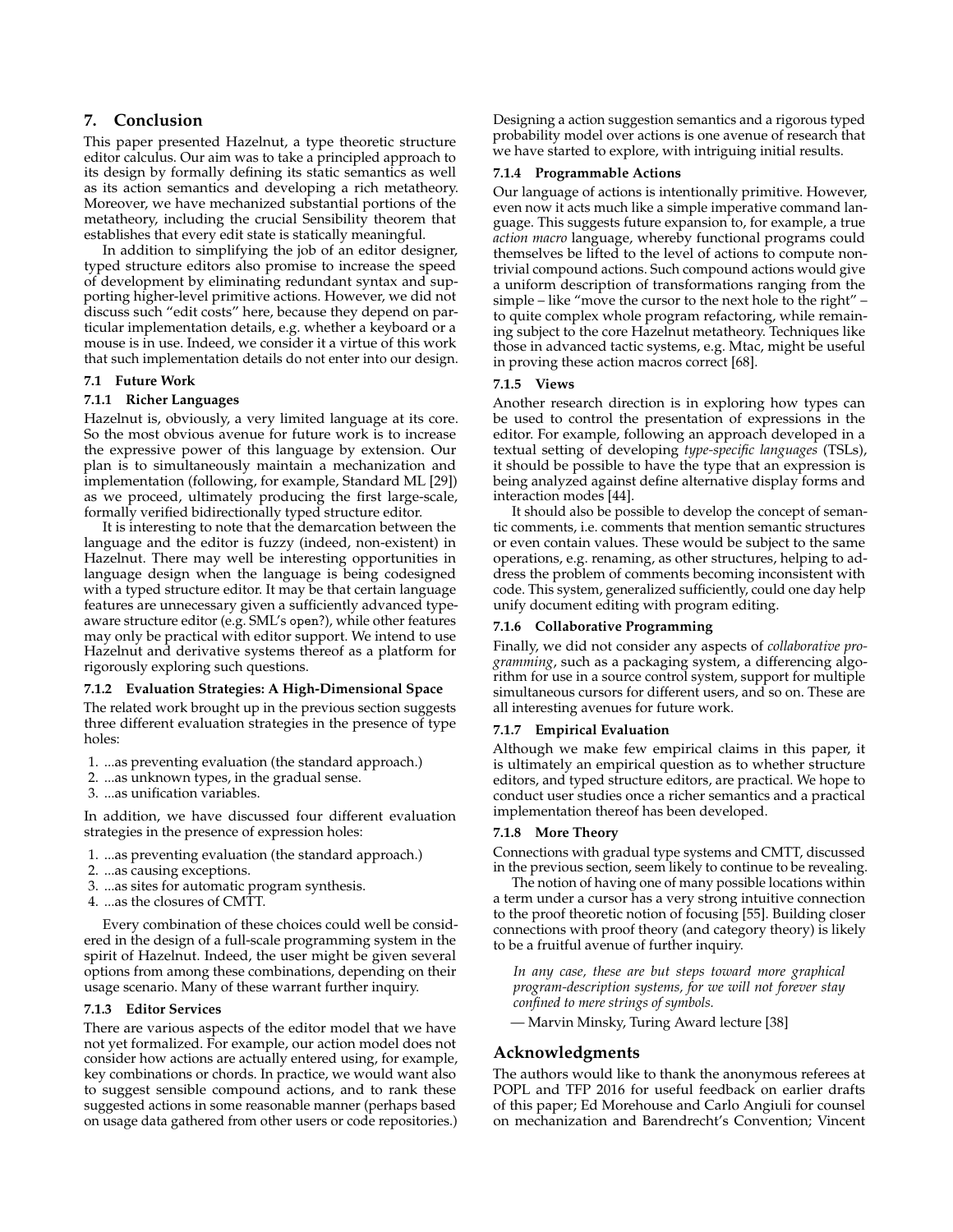# 7. Conclusion

This paper presented Hazelnut, a type theoretic structure editor calculus. Our aim was to take a principled approach to its design by formally defining its static semantics as well as its action semantics and developing a rich metatheory. Moreover, we have mechanized substantial portions of the metatheory, including the crucial Sensibility theorem that establishes that every edit state is statically meaningful.

In addition to simplifying the job of an editor designer, typed structure editors also promise to increase the speed of development by eliminating redundant syntax and supporting higher-level primitive actions. However, we did not discuss such "edit costs" here, because they depend on particular implementation details, e.g. whether a keyboard or a mouse is in use. Indeed, we consider it a virtue of this work that such implementation details do not enter into our design.

## 7.1 Future Work

### 7.1.1 Richer Languages

Hazelnut is, obviously, a very limited language at its core. So the most obvious avenue for future work is to increase the expressive power of this language by extension. Our plan is to simultaneously maintain a mechanization and implementation (following, for example, Standard ML [29]) as we proceed, ultimately producing the first large-scale, formally verified bidirectionally typed structure editor.

It is interesting to note that the demarcation between the language and the editor is fuzzy (indeed, non-existent) in Hazelnut. There may well be interesting opportunities in language design when the language is being codesigned with a typed structure editor. It may be that certain language features are unnecessary given a sufficiently advanced type-aware structure editor (e.g. SML's `open`?), while other features may only be practical with editor support. We intend to use Hazelnut and derivative systems thereof as a platform for rigorously exploring such questions.

### 7.1.2 Evaluation Strategies: A High-Dimensional Space

The related work brought up in the previous section suggests three different evaluation strategies in the presence of type holes:

1. ...as preventing evaluation (the standard approach.)
2. ...as unknown types, in the gradual sense.
3. ...as unification variables.

In addition, we have discussed four different evaluation strategies in the presence of expression holes:

1. ...as preventing evaluation (the standard approach.)
2. ...as causing exceptions.
3. ...as sites for automatic program synthesis.
4. ...as the closures of CMTT.

Every combination of these choices could well be considered in the design of a full-scale programming system in the spirit of Hazelnut. Indeed, the user might be given several options from among these combinations, depending on their usage scenario. Many of these warrant further inquiry.

### 7.1.3 Editor Services

There are various aspects of the editor model that we have not yet formalized. For example, our action model does not consider how actions are actually entered using, for example, key combinations or chords. In practice, we would want also to suggest sensible compound actions, and to rank these suggested actions in some reasonable manner (perhaps based on usage data gathered from other users or code repositories.) Designing a action suggestion semantics and a rigorous typed probability model over actions is one avenue of research that we have started to explore, with intriguing initial results.

### 7.1.4 Programmable Actions

Our language of actions is intentionally primitive. However, even now it acts much like a simple imperative command language. This suggests future expansion to, for example, a true *action macro* language, whereby functional programs could themselves be lifted to the level of actions to compute nontrivial compound actions. Such compound actions would give a uniform description of transformations ranging from the simple – like "move the cursor to the next hole to the right" – to quite complex whole program refactoring, while remaining subject to the core Hazelnut metatheory. Techniques like those in advanced tactic systems, e.g. Mtac, might be useful in proving these action macros correct [68].

### 7.1.5 Views

Another research direction is in exploring how types can be used to control the presentation of expressions in the editor. For example, following an approach developed in a textual setting of developing *type-specific languages* (TSLs), it should be possible to have the type that an expression is being analyzed against define alternative display forms and interaction modes [44].

It should also be possible to develop the concept of semantic comments, i.e. comments that mention semantic structures or even contain values. These would be subject to the same operations, e.g. renaming, as other structures, helping to address the problem of comments becoming inconsistent with code. This system, generalized sufficiently, could one day help unify document editing with program editing.

### 7.1.6 Collaborative Programming

Finally, we did not consider any aspects of *collaborative programming*, such as a packaging system, a differencing algorithm for use in a source control system, support for multiple simultaneous cursors for different users, and so on. These are all interesting avenues for future work.

### 7.1.7 Empirical Evaluation

Although we make few empirical claims in this paper, it is ultimately an empirical question as to whether structure editors, and typed structure editors, are practical. We hope to conduct user studies once a richer semantics and a practical implementation thereof has been developed.

### 7.1.8 More Theory

Connections with gradual type systems and CMTT, discussed in the previous section, seem likely to continue to be revealing.

The notion of having one of many possible locations within a term under a cursor has a very strong intuitive connection to the proof theoretic notion of focusing [55]. Building closer connections with proof theory (and category theory) is likely to be a fruitful avenue of further inquiry.

> *In any case, these are but steps toward more graphical program-description systems, for we will not forever stay confined to mere strings of symbols.*
>
> — Marvin Minsky, Turing Award lecture [38]

# Acknowledgments

The authors would like to thank the anonymous referees at POPL and TFP 2016 for useful feedback on earlier drafts of this paper; Ed Morehouse and Carlo Angiuli for counsel on mechanization and Barendrecht's Convention; Vincent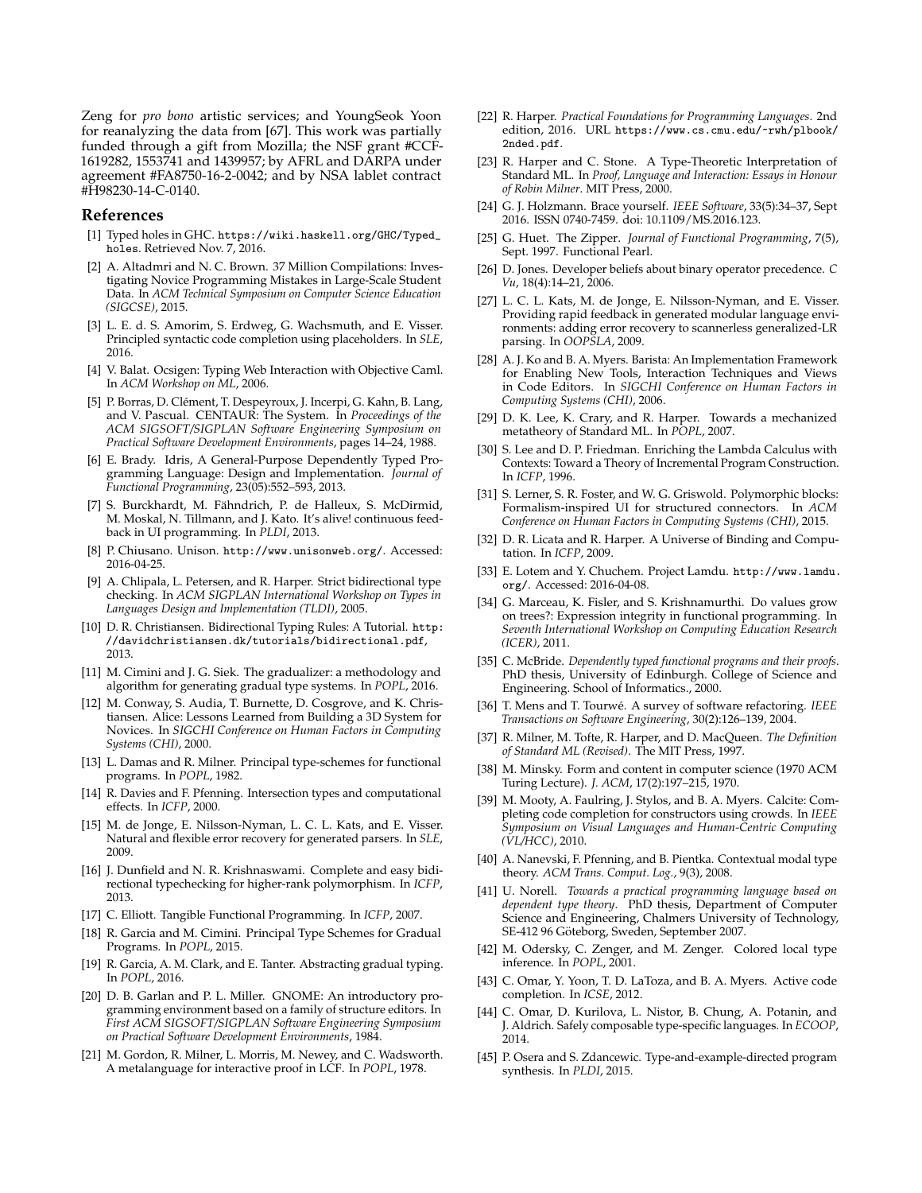Zeng for *pro bono* artistic services; and YoungSeok Yoon for reanalyzing the data from [67]. This work was partially funded through a gift from Mozilla; the NSF grant #CCF-1619282, 1553741 and 1439957; by AFRL and DARPA under agreement #FA8750-16-2-0042; and by NSA lablet contract #H98230-14-C-0140.

## References

[1] Typed holes in GHC. `https://wiki.haskell.org/GHC/Typed_holes`. Retrieved Nov. 7, 2016.

[2] A. Altadmri and N. C. Brown. 37 Million Compilations: Investigating Novice Programming Mistakes in Large-Scale Student Data. In *ACM Technical Symposium on Computer Science Education (SIGCSE)*, 2015.

[3] L. E. d. S. Amorim, S. Erdweg, G. Wachsmuth, and E. Visser. Principled syntactic code completion using placeholders. In *SLE*, 2016.

[4] V. Balat. Ocsigen: Typing Web Interaction with Objective Caml. In *ACM Workshop on ML*, 2006.

[5] P. Borras, D. Clément, T. Despeyroux, J. Incerpi, G. Kahn, B. Lang, and V. Pascual. CENTAUR: The System. In *Proceedings of the ACM SIGSOFT/SIGPLAN Software Engineering Symposium on Practical Software Development Environments*, pages 14–24, 1988.

[6] E. Brady. Idris, A General-Purpose Dependently Typed Programming Language: Design and Implementation. *Journal of Functional Programming*, 23(05):552–593, 2013.

[7] S. Burckhardt, M. Fähndrich, P. de Halleux, S. McDirmid, M. Moskal, N. Tillmann, and J. Kato. It's alive! continuous feedback in UI programming. In *PLDI*, 2013.

[8] P. Chiusano. Unison. `http://www.unisonweb.org/`. Accessed: 2016-04-25.

[9] A. Chlipala, L. Petersen, and R. Harper. Strict bidirectional type checking. In *ACM SIGPLAN International Workshop on Types in Languages Design and Implementation (TLDI)*, 2005.

[10] D. R. Christiansen. Bidirectional Typing Rules: A Tutorial. `http://davidchristiansen.dk/tutorials/bidirectional.pdf`, 2013.

[11] M. Cimini and J. G. Siek. The gradualizer: a methodology and algorithm for generating gradual type systems. In *POPL*, 2016.

[12] M. Conway, S. Audia, T. Burnette, D. Cosgrove, and K. Christiansen. Alice: Lessons Learned from Building a 3D System for Novices. In *SIGCHI Conference on Human Factors in Computing Systems (CHI)*, 2000.

[13] L. Damas and R. Milner. Principal type-schemes for functional programs. In *POPL*, 1982.

[14] R. Davies and F. Pfenning. Intersection types and computational effects. In *ICFP*, 2000.

[15] M. de Jonge, E. Nilsson-Nyman, L. C. L. Kats, and E. Visser. Natural and flexible error recovery for generated parsers. In *SLE*, 2009.

[16] J. Dunfield and N. R. Krishnaswami. Complete and easy bidirectional typechecking for higher-rank polymorphism. In *ICFP*, 2013.

[17] C. Elliott. Tangible Functional Programming. In *ICFP*, 2007.

[18] R. Garcia and M. Cimini. Principal Type Schemes for Gradual Programs. In *POPL*, 2015.

[19] R. Garcia, A. M. Clark, and E. Tanter. Abstracting gradual typing. In *POPL*, 2016.

[20] D. B. Garlan and P. L. Miller. GNOME: An introductory programming environment based on a family of structure editors. In *First ACM SIGSOFT/SIGPLAN Software Engineering Symposium on Practical Software Development Environments*, 1984.

[21] M. Gordon, R. Milner, L. Morris, M. Newey, and C. Wadsworth. A metalanguage for interactive proof in LCF. In *POPL*, 1978.

[22] R. Harper. *Practical Foundations for Programming Languages*. 2nd edition, 2016. URL `https://www.cs.cmu.edu/~rwh/plbook/2nded.pdf`.

[23] R. Harper and C. Stone. A Type-Theoretic Interpretation of Standard ML. In *Proof, Language and Interaction: Essays in Honour of Robin Milner*. MIT Press, 2000.

[24] G. J. Holzmann. Brace yourself. *IEEE Software*, 33(5):34–37, Sept 2016. ISSN 0740-7459. doi: 10.1109/MS.2016.123.

[25] G. Huet. The Zipper. *Journal of Functional Programming*, 7(5), Sept. 1997. Functional Pearl.

[26] D. Jones. Developer beliefs about binary operator precedence. *C Vu*, 18(4):14–21, 2006.

[27] L. C. L. Kats, M. de Jonge, E. Nilsson-Nyman, and E. Visser. Providing rapid feedback in generated modular language environments: adding error recovery to scannerless generalized-LR parsing. In *OOPSLA*, 2009.

[28] A. J. Ko and B. A. Myers. Barista: An Implementation Framework for Enabling New Tools, Interaction Techniques and Views in Code Editors. In *SIGCHI Conference on Human Factors in Computing Systems (CHI)*, 2006.

[29] D. K. Lee, K. Crary, and R. Harper. Towards a mechanized metatheory of Standard ML. In *POPL*, 2007.

[30] S. Lee and D. P. Friedman. Enriching the Lambda Calculus with Contexts: Toward a Theory of Incremental Program Construction. In *ICFP*, 1996.

[31] S. Lerner, S. R. Foster, and W. G. Griswold. Polymorphic blocks: Formalism-inspired UI for structured connectors. In *ACM Conference on Human Factors in Computing Systems (CHI)*, 2015.

[32] D. R. Licata and R. Harper. A Universe of Binding and Computation. In *ICFP*, 2009.

[33] E. Lotem and Y. Chuchem. Project Lamdu. `http://www.lamdu.org/`. Accessed: 2016-04-08.

[34] G. Marceau, K. Fisler, and S. Krishnamurthi. Do values grow on trees?: Expression integrity in functional programming. In *Seventh International Workshop on Computing Education Research (ICER)*, 2011.

[35] C. McBride. *Dependently typed functional programs and their proofs*. PhD thesis, University of Edinburgh. College of Science and Engineering. School of Informatics., 2000.

[36] T. Mens and T. Tourwé. A survey of software refactoring. *IEEE Transactions on Software Engineering*, 30(2):126–139, 2004.

[37] R. Milner, M. Tofte, R. Harper, and D. MacQueen. *The Definition of Standard ML (Revised)*. The MIT Press, 1997.

[38] M. Minsky. Form and content in computer science (1970 ACM Turing Lecture). *J. ACM*, 17(2):197–215, 1970.

[39] M. Mooty, A. Faulring, J. Stylos, and B. A. Myers. Calcite: Completing code completion for constructors using crowds. In *IEEE Symposium on Visual Languages and Human-Centric Computing (VL/HCC)*, 2010.

[40] A. Nanevski, F. Pfenning, and B. Pientka. Contextual modal type theory. *ACM Trans. Comput. Log.*, 9(3), 2008.

[41] U. Norell. *Towards a practical programming language based on dependent type theory*. PhD thesis, Department of Computer Science and Engineering, Chalmers University of Technology, SE-412 96 Göteborg, Sweden, September 2007.

[42] M. Odersky, C. Zenger, and M. Zenger. Colored local type inference. In *POPL*, 2001.

[43] C. Omar, Y. Yoon, T. D. LaToza, and B. A. Myers. Active code completion. In *ICSE*, 2012.

[44] C. Omar, D. Kurilova, L. Nistor, B. Chung, A. Potanin, and J. Aldrich. Safely composable type-specific languages. In *ECOOP*, 2014.

[45] P. Osera and S. Zdancewic. Type-and-example-directed program synthesis. In *PLDI*, 2015.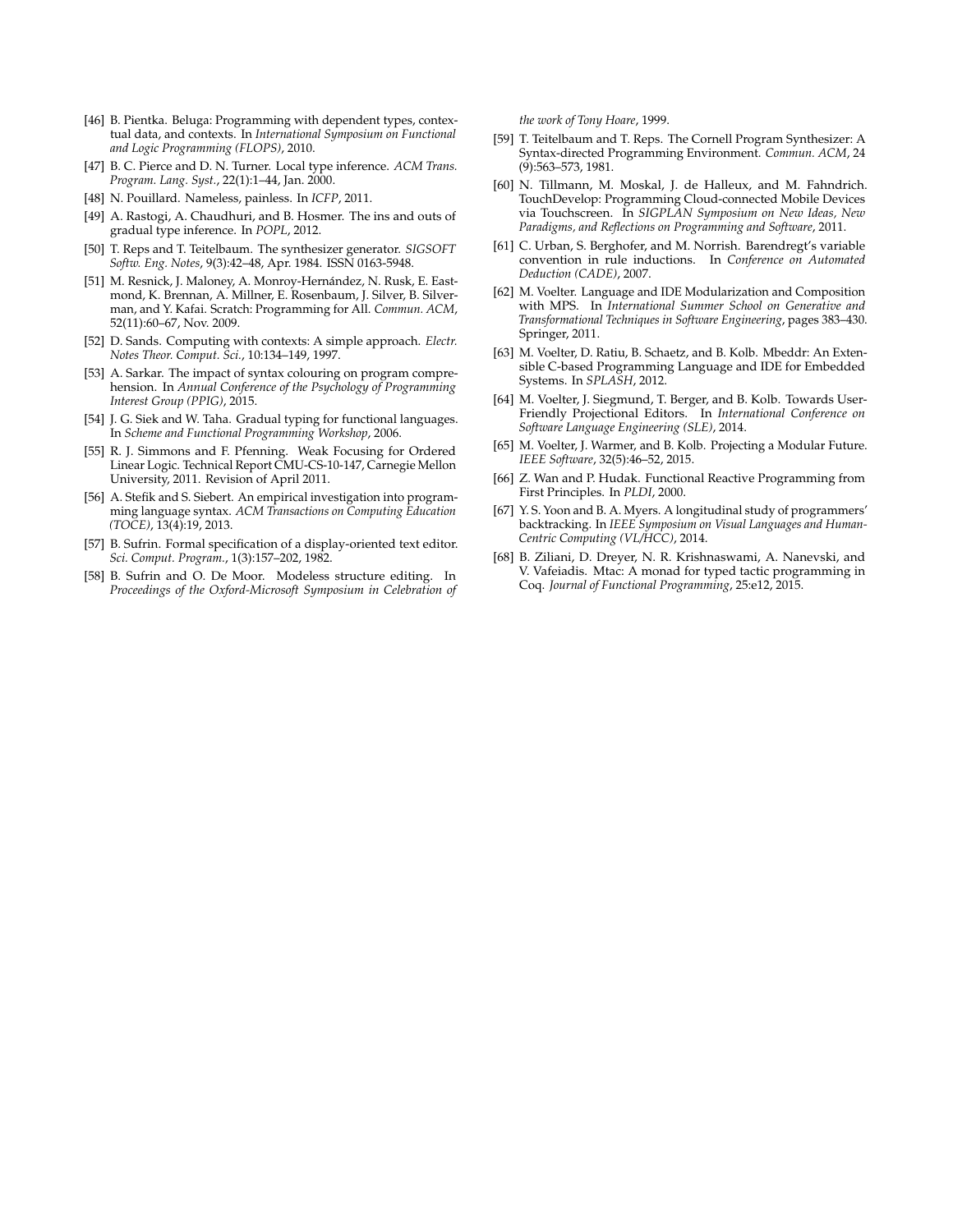[46] B. Pientka. Beluga: Programming with dependent types, contextual data, and contexts. In *International Symposium on Functional and Logic Programming (FLOPS)*, 2010.

[47] B. C. Pierce and D. N. Turner. Local type inference. *ACM Trans. Program. Lang. Syst.*, 22(1):1–44, Jan. 2000.

[48] N. Pouillard. Nameless, painless. In *ICFP*, 2011.

[49] A. Rastogi, A. Chaudhuri, and B. Hosmer. The ins and outs of gradual type inference. In *POPL*, 2012.

[50] T. Reps and T. Teitelbaum. The synthesizer generator. *SIGSOFT Softw. Eng. Notes*, 9(3):42–48, Apr. 1984. ISSN 0163-5948.

[51] M. Resnick, J. Maloney, A. Monroy-Hernández, N. Rusk, E. Eastmond, K. Brennan, A. Millner, E. Rosenbaum, J. Silver, B. Silverman, and Y. Kafai. Scratch: Programming for All. *Commun. ACM*, 52(11):60–67, Nov. 2009.

[52] D. Sands. Computing with contexts: A simple approach. *Electr. Notes Theor. Comput. Sci.*, 10:134–149, 1997.

[53] A. Sarkar. The impact of syntax colouring on program comprehension. In *Annual Conference of the Psychology of Programming Interest Group (PPIG)*, 2015.

[54] J. G. Siek and W. Taha. Gradual typing for functional languages. In *Scheme and Functional Programming Workshop*, 2006.

[55] R. J. Simmons and F. Pfenning. Weak Focusing for Ordered Linear Logic. Technical Report CMU-CS-10-147, Carnegie Mellon University, 2011. Revision of April 2011.

[56] A. Stefik and S. Siebert. An empirical investigation into programming language syntax. *ACM Transactions on Computing Education (TOCE)*, 13(4):19, 2013.

[57] B. Sufrin. Formal specification of a display-oriented text editor. *Sci. Comput. Program.*, 1(3):157–202, 1982.

[58] B. Sufrin and O. De Moor. Modeless structure editing. In *Proceedings of the Oxford-Microsoft Symposium in Celebration of the work of Tony Hoare*, 1999.

[59] T. Teitelbaum and T. Reps. The Cornell Program Synthesizer: A Syntax-directed Programming Environment. *Commun. ACM*, 24 (9):563–573, 1981.

[60] N. Tillmann, M. Moskal, J. de Halleux, and M. Fahndrich. TouchDevelop: Programming Cloud-connected Mobile Devices via Touchscreen. In *SIGPLAN Symposium on New Ideas, New Paradigms, and Reflections on Programming and Software*, 2011.

[61] C. Urban, S. Berghofer, and M. Norrish. Barendregt's variable convention in rule inductions. In *Conference on Automated Deduction (CADE)*, 2007.

[62] M. Voelter. Language and IDE Modularization and Composition with MPS. In *International Summer School on Generative and Transformational Techniques in Software Engineering*, pages 383–430. Springer, 2011.

[63] M. Voelter, D. Ratiu, B. Schaetz, and B. Kolb. Mbeddr: An Extensible C-based Programming Language and IDE for Embedded Systems. In *SPLASH*, 2012.

[64] M. Voelter, J. Siegmund, T. Berger, and B. Kolb. Towards User-Friendly Projectional Editors. In *International Conference on Software Language Engineering (SLE)*, 2014.

[65] M. Voelter, J. Warmer, and B. Kolb. Projecting a Modular Future. *IEEE Software*, 32(5):46–52, 2015.

[66] Z. Wan and P. Hudak. Functional Reactive Programming from First Principles. In *PLDI*, 2000.

[67] Y. S. Yoon and B. A. Myers. A longitudinal study of programmers' backtracking. In *IEEE Symposium on Visual Languages and Human-Centric Computing (VL/HCC)*, 2014.

[68] B. Ziliani, D. Dreyer, N. R. Krishnaswami, A. Nanevski, and V. Vafeiadis. Mtac: A monad for typed tactic programming in Coq. *Journal of Functional Programming*, 25:e12, 2015.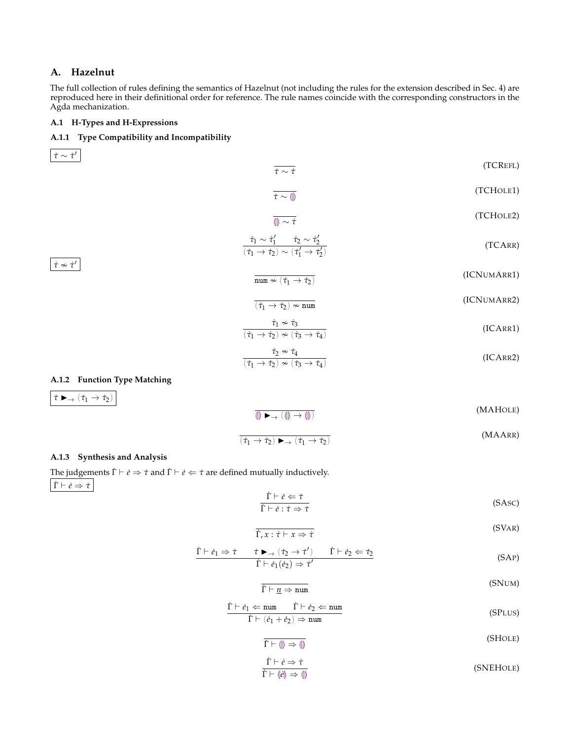# A. Hazelnut

The full collection of rules defining the semantics of Hazelnut (not including the rules for the extension described in Sec. 4) are reproduced here in their definitional order for reference. The rule names coincide with the corresponding constructors in the Agda mechanization.

## A.1 H-Types and H-Expressions

### A.1.1 Type Compatibility and Incompatibility

$\boxed{\dot{\tau} \sim \dot{\tau}'}$

$$\frac{}{\dot{\tau} \sim \dot{\tau}} \quad \text{(TCRefl)}$$

$$\frac{}{\dot{\tau} \sim (\!|\,|\!)} \quad \text{(TCHole1)}$$

$$\frac{}{(\!|\,|\!) \sim \dot{\tau}} \quad \text{(TCHole2)}$$

$$\frac{\dot{\tau}_1 \sim \dot{\tau}_1' \qquad \dot{\tau}_2 \sim \dot{\tau}_2'}{(\dot{\tau}_1 \to \dot{\tau}_2) \sim (\dot{\tau}_1' \to \dot{\tau}_2')} \quad \text{(TCArr)}$$

$\boxed{\dot{\tau} \nsim \dot{\tau}'}$

$$\frac{}{\texttt{num} \nsim (\dot{\tau}_1 \to \dot{\tau}_2)} \quad \text{(ICNumArr1)}$$

$$\frac{}{(\dot{\tau}_1 \to \dot{\tau}_2) \nsim \texttt{num}} \quad \text{(ICNumArr2)}$$

$$\frac{\dot{\tau}_1 \nsim \dot{\tau}_3}{(\dot{\tau}_1 \to \dot{\tau}_2) \nsim (\dot{\tau}_3 \to \dot{\tau}_4)} \quad \text{(ICArr1)}$$

$$\frac{\dot{\tau}_2 \nsim \dot{\tau}_4}{(\dot{\tau}_1 \to \dot{\tau}_2) \nsim (\dot{\tau}_3 \to \dot{\tau}_4)} \quad \text{(ICArr2)}$$

### A.1.2 Function Type Matching

$\boxed{\dot{\tau} \blacktriangleright_{\to} (\dot{\tau}_1 \to \dot{\tau}_2)}$

$$\frac{}{(\!|\,|\!) \blacktriangleright_{\to} ((\!|\,|\!) \to (\!|\,|\!))} \quad \text{(MAHole)}$$

$$\frac{}{(\dot{\tau}_1 \to \dot{\tau}_2) \blacktriangleright_{\to} (\dot{\tau}_1 \to \dot{\tau}_2)} \quad \text{(MAArr)}$$

### A.1.3 Synthesis and Analysis

The judgements $\dot{\Gamma} \vdash \dot{e} \Rightarrow \dot{\tau}$ and $\dot{\Gamma} \vdash \dot{e} \Leftarrow \dot{\tau}$ are defined mutually inductively.

$\boxed{\dot{\Gamma} \vdash \dot{e} \Rightarrow \dot{\tau}}$

$$\frac{\dot{\Gamma} \vdash \dot{e} \Leftarrow \dot{\tau}}{\dot{\Gamma} \vdash \dot{e} : \dot{\tau} \Rightarrow \dot{\tau}} \quad \text{(SAsc)}$$

$$\frac{}{\dot{\Gamma}, x : \dot{\tau} \vdash x \Rightarrow \dot{\tau}} \quad \text{(SVar)}$$

$$\frac{\dot{\Gamma} \vdash \dot{e}_1 \Rightarrow \dot{\tau} \qquad \dot{\tau} \blacktriangleright_{\to} (\dot{\tau}_2 \to \dot{\tau}') \qquad \dot{\Gamma} \vdash \dot{e}_2 \Leftarrow \dot{\tau}_2}{\dot{\Gamma} \vdash \dot{e}_1(\dot{e}_2) \Rightarrow \dot{\tau}'} \quad \text{(SAp)}$$

$$\frac{}{\dot{\Gamma} \vdash \underline{n} \Rightarrow \texttt{num}} \quad \text{(SNum)}$$

$$\frac{\dot{\Gamma} \vdash \dot{e}_1 \Leftarrow \texttt{num} \qquad \dot{\Gamma} \vdash \dot{e}_2 \Leftarrow \texttt{num}}{\dot{\Gamma} \vdash (\dot{e}_1 + \dot{e}_2) \Rightarrow \texttt{num}} \quad \text{(SPlus)}$$

$$\frac{}{\dot{\Gamma} \vdash (\!|\,|\!) \Rightarrow (\!|\,|\!)} \quad \text{(SHole)}$$

$$\frac{\dot{\Gamma} \vdash \dot{e} \Rightarrow \dot{\tau}}{\dot{\Gamma} \vdash (\!|\dot{e}|\!) \Rightarrow (\!|\,|\!)} \quad \text{(SNEHole)}$$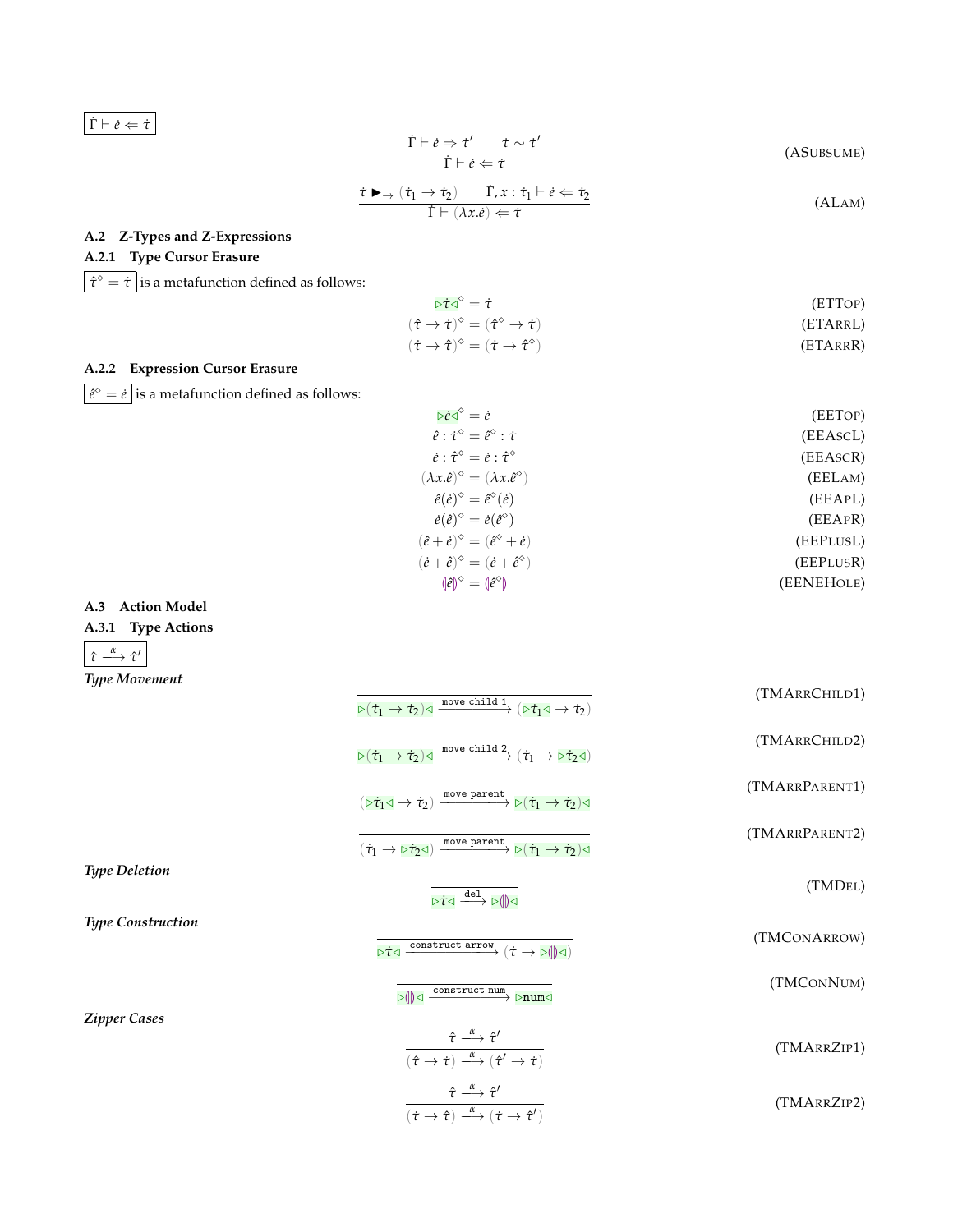$\boxed{\dot{\Gamma} \vdash \dot{e} \Leftarrow \dot{\tau}}$

$$\frac{\dot{\Gamma} \vdash \dot{e} \Rightarrow \dot{\tau}' \qquad \dot{\tau} \sim \dot{\tau}'}{\dot{\Gamma} \vdash \dot{e} \Leftarrow \dot{\tau}} \quad \text{(ASUBSUME)}$$

$$\frac{\dot{\tau} \blacktriangleright_{\rightarrow} (\dot{\tau}_1 \rightarrow \dot{\tau}_2) \qquad \dot{\Gamma}, x : \dot{\tau}_1 \vdash \dot{e} \Leftarrow \dot{\tau}_2}{\dot{\Gamma} \vdash (\lambda x.\dot{e}) \Leftarrow \dot{\tau}} \quad \text{(ALAM)}$$

## A.2 Z-Types and Z-Expressions

### A.2.1 Type Cursor Erasure

$\boxed{\hat{\tau}^{\diamond} = \dot{\tau}}$ is a metafunction defined as follows:

$$\triangleright\dot{\tau}\triangleleft^{\diamond} = \dot{\tau} \quad \text{(ETTOP)}$$

$$(\hat{\tau} \rightarrow \dot{\tau})^{\diamond} = (\hat{\tau}^{\diamond} \rightarrow \dot{\tau}) \quad \text{(ETARRL)}$$

$$(\dot{\tau} \rightarrow \hat{\tau})^{\diamond} = (\dot{\tau} \rightarrow \hat{\tau}^{\diamond}) \quad \text{(ETARRR)}$$

### A.2.2 Expression Cursor Erasure

$\boxed{\hat{e}^{\diamond} = \dot{e}}$ is a metafunction defined as follows:

$$\triangleright\dot{e}\triangleleft^{\diamond} = \dot{e} \quad \text{(EETOP)}$$

$$\hat{e} : \dot{\tau}^{\diamond} = \hat{e}^{\diamond} : \dot{\tau} \quad \text{(EEASCL)}$$

$$\dot{e} : \hat{\tau}^{\diamond} = \dot{e} : \hat{\tau}^{\diamond} \quad \text{(EEASCR)}$$

$$(\lambda x.\hat{e})^{\diamond} = (\lambda x.\hat{e}^{\diamond}) \quad \text{(EELAM)}$$

$$\hat{e}(\dot{e})^{\diamond} = \hat{e}^{\diamond}(\dot{e}) \quad \text{(EEAPL)}$$

$$\dot{e}(\hat{e})^{\diamond} = \dot{e}(\hat{e}^{\diamond}) \quad \text{(EEAPR)}$$

$$(\hat{e} + \dot{e})^{\diamond} = (\hat{e}^{\diamond} + \dot{e}) \quad \text{(EEPLUSL)}$$

$$(\dot{e} + \hat{e})^{\diamond} = (\dot{e} + \hat{e}^{\diamond}) \quad \text{(EEPLUSR)}$$

$$(\!|\hat{e}|\!)^{\diamond} = (\!|\hat{e}^{\diamond}|\!) \quad \text{(EENEHOLE)}$$

## A.3 Action Model

### A.3.1 Type Actions

$\boxed{\hat{\tau} \xrightarrow{\alpha} \hat{\tau}'}$

***Type Movement***

$$\frac{}{\triangleright(\dot{\tau}_1 \rightarrow \dot{\tau}_2)\triangleleft \xrightarrow{\texttt{move child 1}} (\triangleright\dot{\tau}_1\triangleleft \rightarrow \dot{\tau}_2)} \quad \text{(TMARRCHILD1)}$$

$$\frac{}{\triangleright(\dot{\tau}_1 \rightarrow \dot{\tau}_2)\triangleleft \xrightarrow{\texttt{move child 2}} (\dot{\tau}_1 \rightarrow \triangleright\dot{\tau}_2\triangleleft)} \quad \text{(TMARRCHILD2)}$$

$$\frac{}{(\triangleright\dot{\tau}_1\triangleleft \rightarrow \dot{\tau}_2) \xrightarrow{\texttt{move parent}} \triangleright(\dot{\tau}_1 \rightarrow \dot{\tau}_2)\triangleleft} \quad \text{(TMARRPARENT1)}$$

$$\frac{}{(\dot{\tau}_1 \rightarrow \triangleright\dot{\tau}_2\triangleleft) \xrightarrow{\texttt{move parent}} \triangleright(\dot{\tau}_1 \rightarrow \dot{\tau}_2)\triangleleft} \quad \text{(TMARRPARENT2)}$$

***Type Deletion***

$$\frac{}{\triangleright\dot{\tau}\triangleleft \xrightarrow{\texttt{del}} \triangleright(\!|\,|\!)\triangleleft} \quad \text{(TMDEL)}$$

***Type Construction***

$$\frac{}{\triangleright\dot{\tau}\triangleleft \xrightarrow{\texttt{construct arrow}} (\dot{\tau} \rightarrow \triangleright(\!|\,|\!)\triangleleft)} \quad \text{(TMCONARROW)}$$

$$\frac{}{\triangleright(\!|\,|\!)\triangleleft \xrightarrow{\texttt{construct num}} \triangleright\texttt{num}\triangleleft} \quad \text{(TMCONNUM)}$$

***Zipper Cases***

$$\frac{\hat{\tau} \xrightarrow{\alpha} \hat{\tau}'}{(\hat{\tau} \rightarrow \dot{\tau}) \xrightarrow{\alpha} (\hat{\tau}' \rightarrow \dot{\tau})} \quad \text{(TMARRZIP1)}$$

$$\frac{\hat{\tau} \xrightarrow{\alpha} \hat{\tau}'}{(\dot{\tau} \rightarrow \hat{\tau}) \xrightarrow{\alpha} (\dot{\tau} \rightarrow \hat{\tau}')} \quad \text{(TMARRZIP2)}$$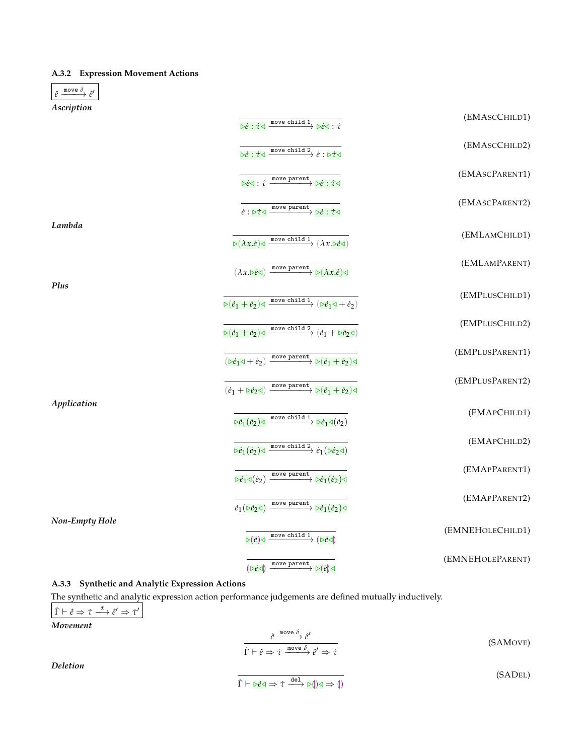### A.3.2 Expression Movement Actions

$$\boxed{\hat{e} \xrightarrow{\texttt{move } \delta} \hat{e}'}$$

***Ascription***

$$\frac{}{\triangleright \dot{e} : \dot{\tau} \triangleleft \xrightarrow{\texttt{move child 1}} \triangleright \dot{e} \triangleleft : \dot{\tau}} \quad \text{(EMAscChild1)}$$

$$\frac{}{\triangleright \dot{e} : \dot{\tau} \triangleleft \xrightarrow{\texttt{move child 2}} \dot{e} : \triangleright \dot{\tau} \triangleleft} \quad \text{(EMAscChild2)}$$

$$\frac{}{\triangleright \dot{e} \triangleleft : \dot{\tau} \xrightarrow{\texttt{move parent}} \triangleright \dot{e} : \dot{\tau} \triangleleft} \quad \text{(EMAscParent1)}$$

$$\frac{}{\dot{e} : \triangleright \dot{\tau} \triangleleft \xrightarrow{\texttt{move parent}} \triangleright \dot{e} : \dot{\tau} \triangleleft} \quad \text{(EMAscParent2)}$$

***Lambda***

$$\frac{}{\triangleright (\lambda x.\dot{e}) \triangleleft \xrightarrow{\texttt{move child 1}} (\lambda x. \triangleright \dot{e} \triangleleft)} \quad \text{(EMLamChild1)}$$

$$\frac{}{(\lambda x. \triangleright \dot{e} \triangleleft) \xrightarrow{\texttt{move parent}} \triangleright (\lambda x.\dot{e}) \triangleleft} \quad \text{(EMLamParent)}$$

***Plus***

$$\frac{}{\triangleright (\dot{e}_1 + \dot{e}_2) \triangleleft \xrightarrow{\texttt{move child 1}} (\triangleright \dot{e}_1 \triangleleft + \dot{e}_2)} \quad \text{(EMPlusChild1)}$$

$$\frac{}{\triangleright (\dot{e}_1 + \dot{e}_2) \triangleleft \xrightarrow{\texttt{move child 2}} (\dot{e}_1 + \triangleright \dot{e}_2 \triangleleft)} \quad \text{(EMPlusChild2)}$$

$$\frac{}{(\triangleright \dot{e}_1 \triangleleft + \dot{e}_2) \xrightarrow{\texttt{move parent}} \triangleright (\dot{e}_1 + \dot{e}_2) \triangleleft} \quad \text{(EMPlusParent1)}$$

$$\frac{}{(\dot{e}_1 + \triangleright \dot{e}_2 \triangleleft) \xrightarrow{\texttt{move parent}} \triangleright (\dot{e}_1 + \dot{e}_2) \triangleleft} \quad \text{(EMPlusParent2)}$$

***Application***

$$\frac{}{\triangleright \dot{e}_1(\dot{e}_2) \triangleleft \xrightarrow{\texttt{move child 1}} \triangleright \dot{e}_1 \triangleleft (\dot{e}_2)} \quad \text{(EMApChild1)}$$

$$\frac{}{\triangleright \dot{e}_1(\dot{e}_2) \triangleleft \xrightarrow{\texttt{move child 2}} \dot{e}_1(\triangleright \dot{e}_2 \triangleleft)} \quad \text{(EMApChild2)}$$

$$\frac{}{\triangleright \dot{e}_1 \triangleleft (\dot{e}_2) \xrightarrow{\texttt{move parent}} \triangleright \dot{e}_1(\dot{e}_2) \triangleleft} \quad \text{(EMApParent1)}$$

$$\frac{}{\dot{e}_1(\triangleright \dot{e}_2 \triangleleft) \xrightarrow{\texttt{move parent}} \triangleright \dot{e}_1(\dot{e}_2) \triangleleft} \quad \text{(EMApParent2)}$$

***Non-Empty Hole***

$$\frac{}{\triangleright (\!|\dot{e}|\!) \triangleleft \xrightarrow{\texttt{move child 1}} (\!|\triangleright \dot{e} \triangleleft|\!)} \quad \text{(EMNEHoleChild1)}$$

$$\frac{}{(\!|\triangleright \dot{e} \triangleleft|\!) \xrightarrow{\texttt{move parent}} \triangleright (\!|\dot{e}|\!) \triangleleft} \quad \text{(EMNEHoleParent)}$$

### A.3.3 Synthetic and Analytic Expression Actions

The synthetic and analytic expression action performance judgements are defined mutually inductively.

$$\boxed{\dot{\Gamma} \vdash \hat{e} \Rightarrow \dot{\tau} \xrightarrow{\alpha} \hat{e}' \Rightarrow \dot{\tau}'}$$

***Movement***

$$\frac{\hat{e} \xrightarrow{\texttt{move } \delta} \hat{e}'}{\dot{\Gamma} \vdash \hat{e} \Rightarrow \dot{\tau} \xrightarrow{\texttt{move } \delta} \hat{e}' \Rightarrow \dot{\tau}} \quad \text{(SAMove)}$$

***Deletion***

$$\frac{}{\dot{\Gamma} \vdash \triangleright \dot{e} \triangleleft \Rightarrow \dot{\tau} \xrightarrow{\texttt{del}} \triangleright (\!|\,|\!) \triangleleft \Rightarrow (\!|\,|\!)} \quad \text{(SADel)}$$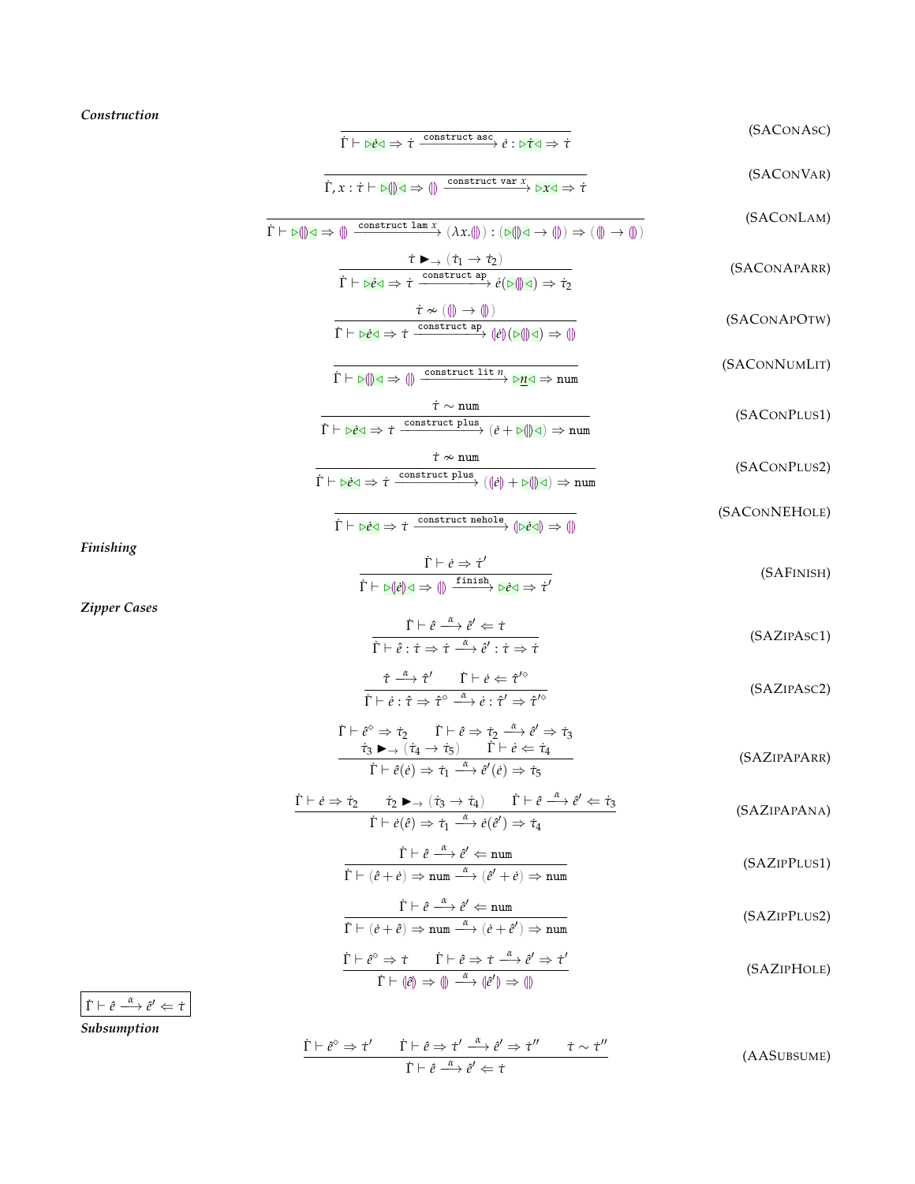***Construction***

$$\frac{}{\dot\Gamma \vdash \triangleright\dot e\triangleleft \Rightarrow \dot\tau \xrightarrow{\texttt{construct asc}} \dot e : \triangleright\dot\tau\triangleleft \Rightarrow \dot\tau} \quad \text{(SAConAsc)}$$

$$\frac{}{\dot\Gamma, x : \dot\tau \vdash \triangleright(\!|\,|\!)\triangleleft \Rightarrow (\!|\,|\!) \xrightarrow{\texttt{construct var } x} \triangleright x\triangleleft \Rightarrow \dot\tau} \quad \text{(SAConVar)}$$

$$\frac{}{\dot\Gamma \vdash \triangleright(\!|\,|\!)\triangleleft \Rightarrow (\!|\,|\!) \xrightarrow{\texttt{construct lam } x} (\lambda x.(\!|\,|\!)) : (\triangleright(\!|\,|\!)\triangleleft \to (\!|\,|\!)) \Rightarrow ((\!|\,|\!) \to (\!|\,|\!))} \quad \text{(SAConLam)}$$

$$\frac{\dot\tau \blacktriangleright_{\to} (\dot\tau_1 \to \dot\tau_2)}{\dot\Gamma \vdash \triangleright\dot e\triangleleft \Rightarrow \dot\tau \xrightarrow{\texttt{construct ap}} \dot e(\triangleright(\!|\,|\!)\triangleleft) \Rightarrow \dot\tau_2} \quad \text{(SAConApArr)}$$

$$\frac{\dot\tau \nsim ((\!|\,|\!) \to (\!|\,|\!))}{\dot\Gamma \vdash \triangleright\dot e\triangleleft \Rightarrow \dot\tau \xrightarrow{\texttt{construct ap}} (\!|\dot e|\!)(\triangleright(\!|\,|\!)\triangleleft) \Rightarrow (\!|\,|\!)} \quad \text{(SAConApOtw)}$$

$$\frac{}{\dot\Gamma \vdash \triangleright(\!|\,|\!)\triangleleft \Rightarrow (\!|\,|\!) \xrightarrow{\texttt{construct lit } n} \triangleright\underline{n}\triangleleft \Rightarrow \texttt{num}} \quad \text{(SAConNumLit)}$$

$$\frac{\dot\tau \sim \texttt{num}}{\dot\Gamma \vdash \triangleright\dot e\triangleleft \Rightarrow \dot\tau \xrightarrow{\texttt{construct plus}} (\dot e + \triangleright(\!|\,|\!)\triangleleft) \Rightarrow \texttt{num}} \quad \text{(SAConPlus1)}$$

$$\frac{\dot\tau \nsim \texttt{num}}{\dot\Gamma \vdash \triangleright\dot e\triangleleft \Rightarrow \dot\tau \xrightarrow{\texttt{construct plus}} ((\!|\dot e|\!) + \triangleright(\!|\,|\!)\triangleleft) \Rightarrow \texttt{num}} \quad \text{(SAConPlus2)}$$

$$\frac{}{\dot\Gamma \vdash \triangleright\dot e\triangleleft \Rightarrow \dot\tau \xrightarrow{\texttt{construct nehole}} (\!|\triangleright\dot e\triangleleft|\!) \Rightarrow (\!|\,|\!)} \quad \text{(SAConNEHole)}$$

***Finishing***

$$\frac{\dot\Gamma \vdash \dot e \Rightarrow \dot\tau'}{\dot\Gamma \vdash \triangleright(\!|\dot e|\!)\triangleleft \Rightarrow (\!|\,|\!) \xrightarrow{\texttt{finish}} \triangleright\dot e\triangleleft \Rightarrow \dot\tau'} \quad \text{(SAFinish)}$$

***Zipper Cases***

$$\frac{\dot\Gamma \vdash \hat e \xrightarrow{\alpha} \hat e' \Leftarrow \dot\tau}{\dot\Gamma \vdash \hat e : \dot\tau \Rightarrow \dot\tau \xrightarrow{\alpha} \hat e' : \dot\tau \Rightarrow \dot\tau} \quad \text{(SAZipAsc1)}$$

$$\frac{\hat\tau \xrightarrow{\alpha} \hat\tau' \qquad \dot\Gamma \vdash \dot e \Leftarrow \hat\tau'^{\diamond}}{\dot\Gamma \vdash \dot e : \hat\tau \Rightarrow \hat\tau^{\diamond} \xrightarrow{\alpha} \dot e : \hat\tau' \Rightarrow \hat\tau'^{\diamond}} \quad \text{(SAZipAsc2)}$$

$$\frac{\begin{array}{cc}\dot\Gamma \vdash \hat e^{\diamond} \Rightarrow \dot\tau_2 & \dot\Gamma \vdash \hat e \Rightarrow \dot\tau_2 \xrightarrow{\alpha} \hat e' \Rightarrow \dot\tau_3 \\ \dot\tau_3 \blacktriangleright_{\to} (\dot\tau_4 \to \dot\tau_5) & \dot\Gamma \vdash \dot e \Leftarrow \dot\tau_4\end{array}}{\dot\Gamma \vdash \hat e(\dot e) \Rightarrow \dot\tau_1 \xrightarrow{\alpha} \hat e'(\dot e) \Rightarrow \dot\tau_5} \quad \text{(SAZipApArr)}$$

$$\frac{\dot\Gamma \vdash \dot e \Rightarrow \dot\tau_2 \qquad \dot\tau_2 \blacktriangleright_{\to} (\dot\tau_3 \to \dot\tau_4) \qquad \dot\Gamma \vdash \hat e \xrightarrow{\alpha} \hat e' \Leftarrow \dot\tau_3}{\dot\Gamma \vdash \dot e(\hat e) \Rightarrow \dot\tau_1 \xrightarrow{\alpha} \dot e(\hat e') \Rightarrow \dot\tau_4} \quad \text{(SAZipApAna)}$$

$$\frac{\dot\Gamma \vdash \hat e \xrightarrow{\alpha} \hat e' \Leftarrow \texttt{num}}{\dot\Gamma \vdash (\hat e + \dot e) \Rightarrow \texttt{num} \xrightarrow{\alpha} (\hat e' + \dot e) \Rightarrow \texttt{num}} \quad \text{(SAZipPlus1)}$$

$$\frac{\dot\Gamma \vdash \hat e \xrightarrow{\alpha} \hat e' \Leftarrow \texttt{num}}{\dot\Gamma \vdash (\dot e + \hat e) \Rightarrow \texttt{num} \xrightarrow{\alpha} (\dot e + \hat e') \Rightarrow \texttt{num}} \quad \text{(SAZipPlus2)}$$

$$\frac{\dot\Gamma \vdash \hat e^{\diamond} \Rightarrow \dot\tau \qquad \dot\Gamma \vdash \hat e \Rightarrow \dot\tau \xrightarrow{\alpha} \hat e' \Rightarrow \dot\tau'}{\dot\Gamma \vdash (\!|\hat e|\!) \Rightarrow (\!|\,|\!) \xrightarrow{\alpha} (\!|\hat e'|\!) \Rightarrow (\!|\,|\!)} \quad \text{(SAZipHole)}$$

$\boxed{\dot\Gamma \vdash \hat e \xrightarrow{\alpha} \hat e' \Leftarrow \dot\tau}$

***Subsumption***

$$\frac{\dot\Gamma \vdash \hat e^{\diamond} \Rightarrow \dot\tau' \qquad \dot\Gamma \vdash \hat e \Rightarrow \dot\tau' \xrightarrow{\alpha} \hat e' \Rightarrow \dot\tau'' \qquad \dot\tau \sim \dot\tau''}{\dot\Gamma \vdash \hat e \xrightarrow{\alpha} \hat e' \Leftarrow \dot\tau} \quad \text{(AASubsume)}$$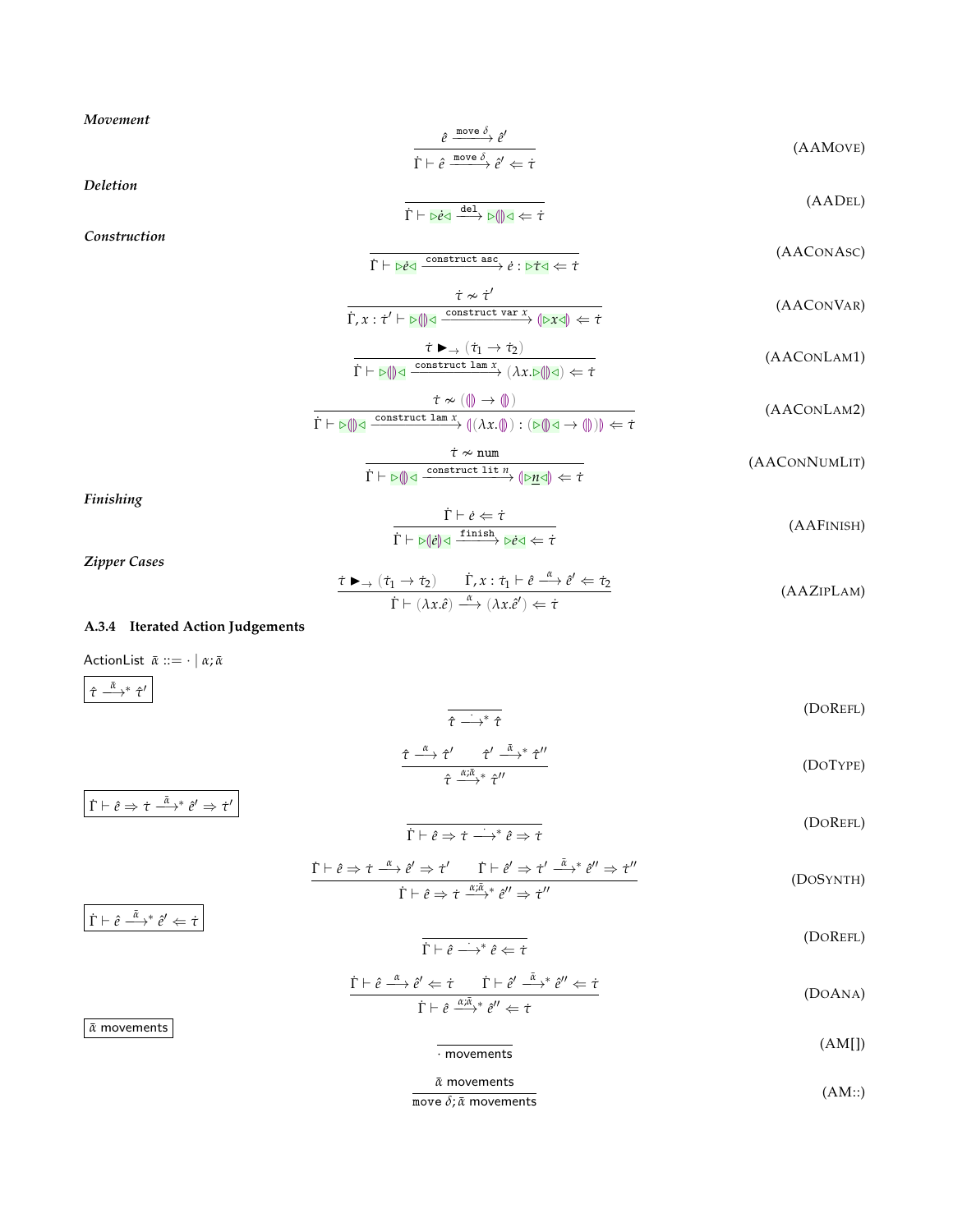*Movement*

$$\frac{\hat{e} \xrightarrow{\texttt{move}\ \delta} \hat{e}'}{\dot{\Gamma} \vdash \hat{e} \xrightarrow{\texttt{move}\ \delta} \hat{e}' \Leftarrow \dot{\tau}} \quad \text{(AAMove)}$$

*Deletion*

$$\frac{}{\dot{\Gamma} \vdash \triangleright\dot{e}\triangleleft \xrightarrow{\texttt{del}} \triangleright(\!|\,|\!)\triangleleft \Leftarrow \dot{\tau}} \quad \text{(AADel)}$$

*Construction*

$$\frac{}{\dot{\Gamma} \vdash \triangleright\dot{e}\triangleleft \xrightarrow{\texttt{construct asc}} \dot{e} : \triangleright\dot{\tau}\triangleleft \Leftarrow \dot{\tau}} \quad \text{(AAConAsc)}$$

$$\frac{\dot{\tau} \nsim \dot{\tau}'}{\dot{\Gamma}, x : \dot{\tau}' \vdash \triangleright(\!|\,|\!)\triangleleft \xrightarrow{\texttt{construct var}\ x} (\!|\triangleright x\triangleleft|\!) \Leftarrow \dot{\tau}} \quad \text{(AAConVar)}$$

$$\frac{\dot{\tau} \blacktriangleright_{\rightarrow} (\dot{\tau}_1 \rightarrow \dot{\tau}_2)}{\dot{\Gamma} \vdash \triangleright(\!|\,|\!)\triangleleft \xrightarrow{\texttt{construct lam}\ x} (\lambda x.\triangleright(\!|\,|\!)\triangleleft) \Leftarrow \dot{\tau}} \quad \text{(AAConLam1)}$$

$$\frac{\dot{\tau} \nsim ((\!|\,|\!) \rightarrow (\!|\,|\!))}{\dot{\Gamma} \vdash \triangleright(\!|\,|\!)\triangleleft \xrightarrow{\texttt{construct lam}\ x} (\!|(\lambda x.(\!|\,|\!)) : (\triangleright(\!|\,|\!)\triangleleft \rightarrow (\!|\,|\!))|\!) \Leftarrow \dot{\tau}} \quad \text{(AAConLam2)}$$

$$\frac{\dot{\tau} \nsim \texttt{num}}{\dot{\Gamma} \vdash \triangleright(\!|\,|\!)\triangleleft \xrightarrow{\texttt{construct lit}\ n} (\!|\triangleright\underline{n}\triangleleft|\!) \Leftarrow \dot{\tau}} \quad \text{(AAConNumLit)}$$

*Finishing*

$$\frac{\dot{\Gamma} \vdash \dot{e} \Leftarrow \dot{\tau}}{\dot{\Gamma} \vdash \triangleright(\!|\dot{e}|\!)\triangleleft \xrightarrow{\texttt{finish}} \triangleright\dot{e}\triangleleft \Leftarrow \dot{\tau}} \quad \text{(AAFinish)}$$

*Zipper Cases*

$$\frac{\dot{\tau} \blacktriangleright_{\rightarrow} (\dot{\tau}_1 \rightarrow \dot{\tau}_2) \qquad \dot{\Gamma}, x : \dot{\tau}_1 \vdash \hat{e} \xrightarrow{\alpha} \hat{e}' \Leftarrow \dot{\tau}_2}{\dot{\Gamma} \vdash (\lambda x.\hat{e}) \xrightarrow{\alpha} (\lambda x.\hat{e}') \Leftarrow \dot{\tau}} \quad \text{(AAZipLam)}$$

### A.3.4 Iterated Action Judgements

ActionList $\bar{\alpha} ::= \cdot \mid \alpha; \bar{\alpha}$

$\boxed{\hat{\tau} \xrightarrow{\bar{\alpha}}{}^{*} \hat{\tau}'}$

$$\frac{}{\hat{\tau} \xrightarrow{\cdot}{}^{*} \hat{\tau}} \quad \text{(DoRefl)}$$

$$\frac{\hat{\tau} \xrightarrow{\alpha} \hat{\tau}' \qquad \hat{\tau}' \xrightarrow{\bar{\alpha}}{}^{*} \hat{\tau}''}{\hat{\tau} \xrightarrow{\alpha;\bar{\alpha}}{}^{*} \hat{\tau}''} \quad \text{(DoType)}$$

$\boxed{\dot{\Gamma} \vdash \hat{e} \Rightarrow \dot{\tau} \xrightarrow{\bar{\alpha}}{}^{*} \hat{e}' \Rightarrow \dot{\tau}'}$

$$\frac{}{\dot{\Gamma} \vdash \hat{e} \Rightarrow \dot{\tau} \xrightarrow{\cdot}{}^{*} \hat{e} \Rightarrow \dot{\tau}} \quad \text{(DoRefl)}$$

$$\frac{\dot{\Gamma} \vdash \hat{e} \Rightarrow \dot{\tau} \xrightarrow{\alpha} \hat{e}' \Rightarrow \dot{\tau}' \qquad \dot{\Gamma} \vdash \hat{e}' \Rightarrow \dot{\tau}' \xrightarrow{\bar{\alpha}}{}^{*} \hat{e}'' \Rightarrow \dot{\tau}''}{\dot{\Gamma} \vdash \hat{e} \Rightarrow \dot{\tau} \xrightarrow{\alpha;\bar{\alpha}}{}^{*} \hat{e}'' \Rightarrow \dot{\tau}''} \quad \text{(DoSynth)}$$

$\boxed{\dot{\Gamma} \vdash \hat{e} \xrightarrow{\bar{\alpha}}{}^{*} \hat{e}' \Leftarrow \dot{\tau}}$

$$\frac{}{\dot{\Gamma} \vdash \hat{e} \xrightarrow{\cdot}{}^{*} \hat{e} \Leftarrow \dot{\tau}} \quad \text{(DoRefl)}$$

$$\frac{\dot{\Gamma} \vdash \hat{e} \xrightarrow{\alpha} \hat{e}' \Leftarrow \dot{\tau} \qquad \dot{\Gamma} \vdash \hat{e}' \xrightarrow{\bar{\alpha}}{}^{*} \hat{e}'' \Leftarrow \dot{\tau}}{\dot{\Gamma} \vdash \hat{e} \xrightarrow{\alpha;\bar{\alpha}}{}^{*} \hat{e}'' \Leftarrow \dot{\tau}} \quad \text{(DoAna)}$$

$\boxed{\bar{\alpha}\ \textsf{movements}}$

$$\frac{}{\cdot\ \textsf{movements}} \quad \text{(AM[])}$$

$$\frac{\bar{\alpha}\ \textsf{movements}}{\texttt{move}\ \delta; \bar{\alpha}\ \textsf{movements}} \quad \text{(AM::)}$$